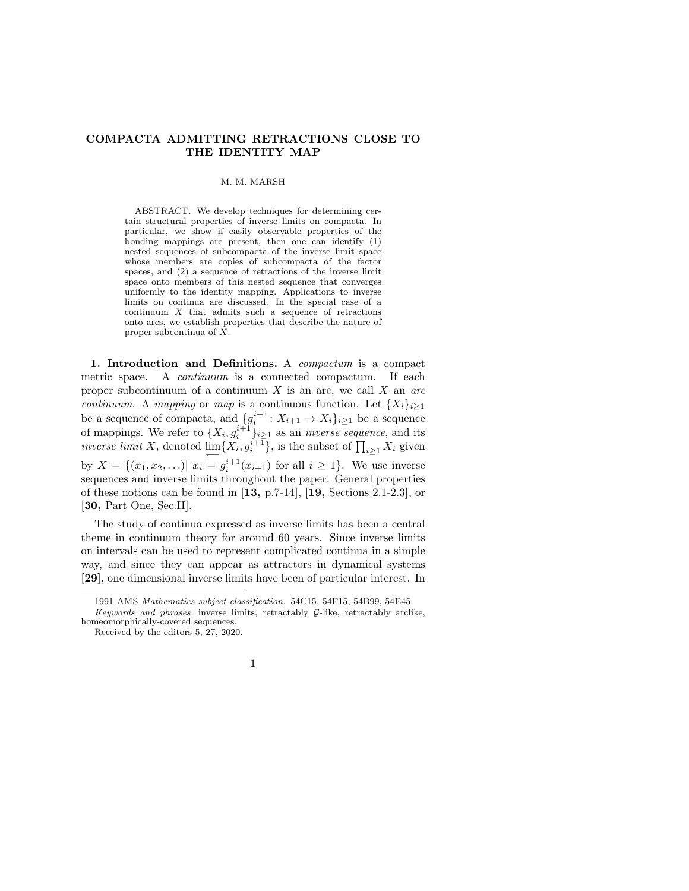# COMPACTA ADMITTING RETRACTIONS CLOSE TO THE IDENTITY MAP

M. M. MARSH

ABSTRACT. We develop techniques for determining certain structural properties of inverse limits on compacta. In particular, we show if easily observable properties of the bonding mappings are present, then one can identify (1) nested sequences of subcompacta of the inverse limit space whose members are copies of subcompacta of the factor spaces, and (2) a sequence of retractions of the inverse limit space onto members of this nested sequence that converges uniformly to the identity mapping. Applications to inverse limits on continua are discussed. In the special case of a continuum $X$ that admits such a sequence of retractions onto arcs, we establish properties that describe the nature of proper subcontinua of $X$.

**1. Introduction and Definitions.** A *compactum* is a compact metric space. A *continuum* is a connected compactum. If each proper subcontinuum of a continuum $X$ is an arc, we call $X$ an *arc continuum*. A *mapping* or *map* is a continuous function. Let $\{X_i\}_{i\geq 1}$ be a sequence of compacta, and $\{g_i^{i+1}\colon X_{i+1} \to X_i\}_{i\geq 1}$ be a sequence of mappings. We refer to $\{X_i, g_i^{i+1}\}_{i\geq 1}$ as an *inverse sequence*, and its *inverse limit* $X$, denoted $\varprojlim\{X_i, g_i^{i+1}\}$, is the subset of $\prod_{i\geq 1} X_i$ given by $X = \{(x_1, x_2, \ldots) |\ x_i = g_i^{i+1}(x_{i+1}) \text{ for all } i \geq 1\}$. We use inverse sequences and inverse limits throughout the paper. General properties of these notions can be found in **[13,** p.7-14], **[19,** Sections 2.1-2.3], or **[30,** Part One, Sec.II].

The study of continua expressed as inverse limits has been a central theme in continuum theory for around 60 years. Since inverse limits on intervals can be used to represent complicated continua in a simple way, and since they can appear as attractors in dynamical systems **[29]**, one dimensional inverse limits have been of particular interest. In

---

1991 AMS *Mathematics subject classification.* 54C15, 54F15, 54B99, 54E45.

*Keywords and phrases.* inverse limits, retractably $\mathcal{G}$-like, retractably arclike, homeomorphically-covered sequences.

Received by the editors 5, 27, 2020.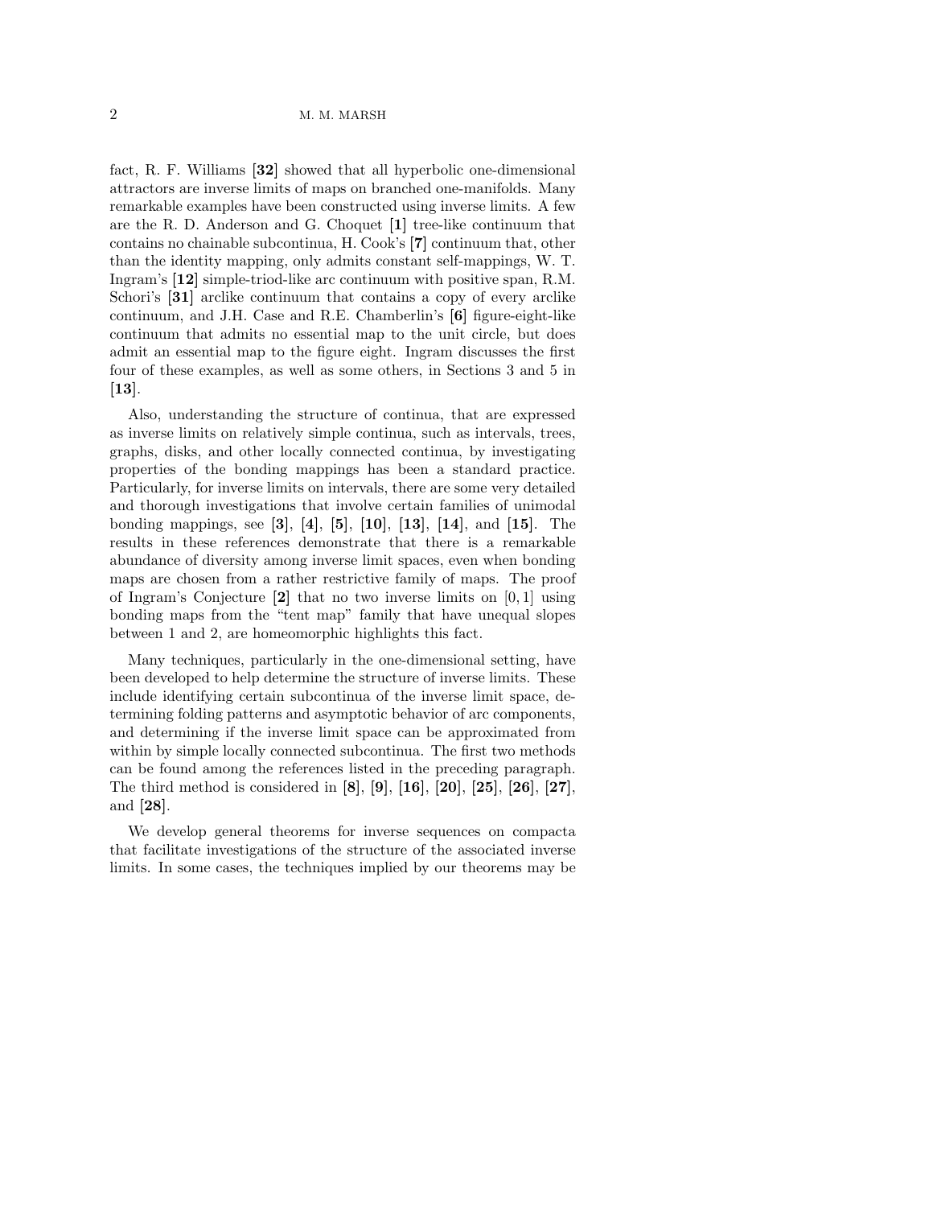fact, R. F. Williams **[32]** showed that all hyperbolic one-dimensional attractors are inverse limits of maps on branched one-manifolds. Many remarkable examples have been constructed using inverse limits. A few are the R. D. Anderson and G. Choquet **[1]** tree-like continuum that contains no chainable subcontinua, H. Cook's **[7]** continuum that, other than the identity mapping, only admits constant self-mappings, W. T. Ingram's **[12]** simple-triod-like arc continuum with positive span, R.M. Schori's **[31]** arclike continuum that contains a copy of every arclike continuum, and J.H. Case and R.E. Chamberlin's **[6]** figure-eight-like continuum that admits no essential map to the unit circle, but does admit an essential map to the figure eight. Ingram discusses the first four of these examples, as well as some others, in Sections 3 and 5 in **[13]**.

Also, understanding the structure of continua, that are expressed as inverse limits on relatively simple continua, such as intervals, trees, graphs, disks, and other locally connected continua, by investigating properties of the bonding mappings has been a standard practice. Particularly, for inverse limits on intervals, there are some very detailed and thorough investigations that involve certain families of unimodal bonding mappings, see **[3]**, **[4]**, **[5]**, **[10]**, **[13]**, **[14]**, and **[15]**. The results in these references demonstrate that there is a remarkable abundance of diversity among inverse limit spaces, even when bonding maps are chosen from a rather restrictive family of maps. The proof of Ingram's Conjecture **[2]** that no two inverse limits on $[0, 1]$ using bonding maps from the "tent map" family that have unequal slopes between 1 and 2, are homeomorphic highlights this fact.

Many techniques, particularly in the one-dimensional setting, have been developed to help determine the structure of inverse limits. These include identifying certain subcontinua of the inverse limit space, determining folding patterns and asymptotic behavior of arc components, and determining if the inverse limit space can be approximated from within by simple locally connected subcontinua. The first two methods can be found among the references listed in the preceding paragraph. The third method is considered in **[8]**, **[9]**, **[16]**, **[20]**, **[25]**, **[26]**, **[27]**, and **[28]**.

We develop general theorems for inverse sequences on compacta that facilitate investigations of the structure of the associated inverse limits. In some cases, the techniques implied by our theorems may be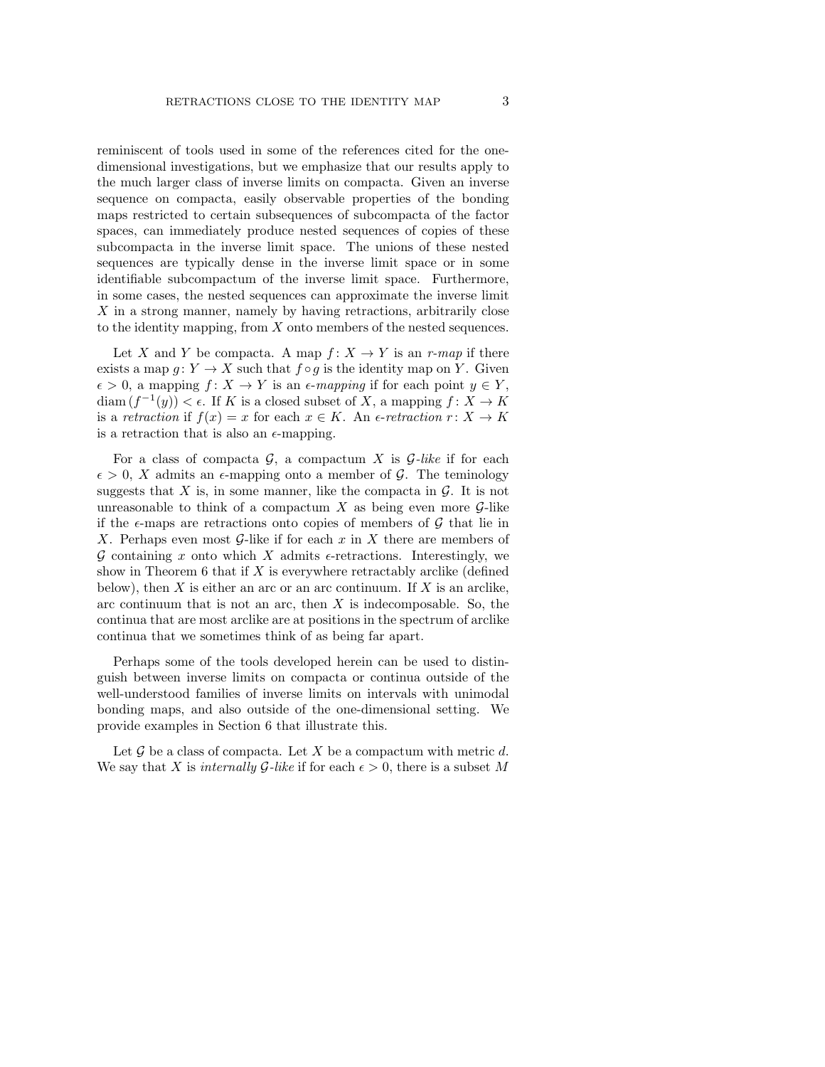reminiscent of tools used in some of the references cited for the one-dimensional investigations, but we emphasize that our results apply to the much larger class of inverse limits on compacta. Given an inverse sequence on compacta, easily observable properties of the bonding maps restricted to certain subsequences of subcompacta of the factor spaces, can immediately produce nested sequences of copies of these subcompacta in the inverse limit space. The unions of these nested sequences are typically dense in the inverse limit space or in some identifiable subcompactum of the inverse limit space. Furthermore, in some cases, the nested sequences can approximate the inverse limit $X$ in a strong manner, namely by having retractions, arbitrarily close to the identity mapping, from $X$ onto members of the nested sequences.

Let $X$ and $Y$ be compacta. A map $f\colon X \to Y$ is an *r-map* if there exists a map $g\colon Y \to X$ such that $f \circ g$ is the identity map on $Y$. Given $\epsilon > 0$, a mapping $f\colon X \to Y$ is an *$\epsilon$-mapping* if for each point $y \in Y$, $\operatorname{diam}(f^{-1}(y)) < \epsilon$. If $K$ is a closed subset of $X$, a mapping $f\colon X \to K$ is a *retraction* if $f(x) = x$ for each $x \in K$. An *$\epsilon$-retraction* $r\colon X \to K$ is a retraction that is also an $\epsilon$-mapping.

For a class of compacta $\mathcal{G}$, a compactum $X$ is *$\mathcal{G}$-like* if for each $\epsilon > 0$, $X$ admits an $\epsilon$-mapping onto a member of $\mathcal{G}$. The teminology suggests that $X$ is, in some manner, like the compacta in $\mathcal{G}$. It is not unreasonable to think of a compactum $X$ as being even more $\mathcal{G}$-like if the $\epsilon$-maps are retractions onto copies of members of $\mathcal{G}$ that lie in $X$. Perhaps even most $\mathcal{G}$-like if for each $x$ in $X$ there are members of $\mathcal{G}$ containing $x$ onto which $X$ admits $\epsilon$-retractions. Interestingly, we show in Theorem 6 that if $X$ is everywhere retractably arclike (defined below), then $X$ is either an arc or an arc continuum. If $X$ is an arclike, arc continuum that is not an arc, then $X$ is indecomposable. So, the continua that are most arclike are at positions in the spectrum of arclike continua that we sometimes think of as being far apart.

Perhaps some of the tools developed herein can be used to distinguish between inverse limits on compacta or continua outside of the well-understood families of inverse limits on intervals with unimodal bonding maps, and also outside of the one-dimensional setting. We provide examples in Section 6 that illustrate this.

Let $\mathcal{G}$ be a class of compacta. Let $X$ be a compactum with metric $d$. We say that $X$ is *internally $\mathcal{G}$-like* if for each $\epsilon > 0$, there is a subset $M$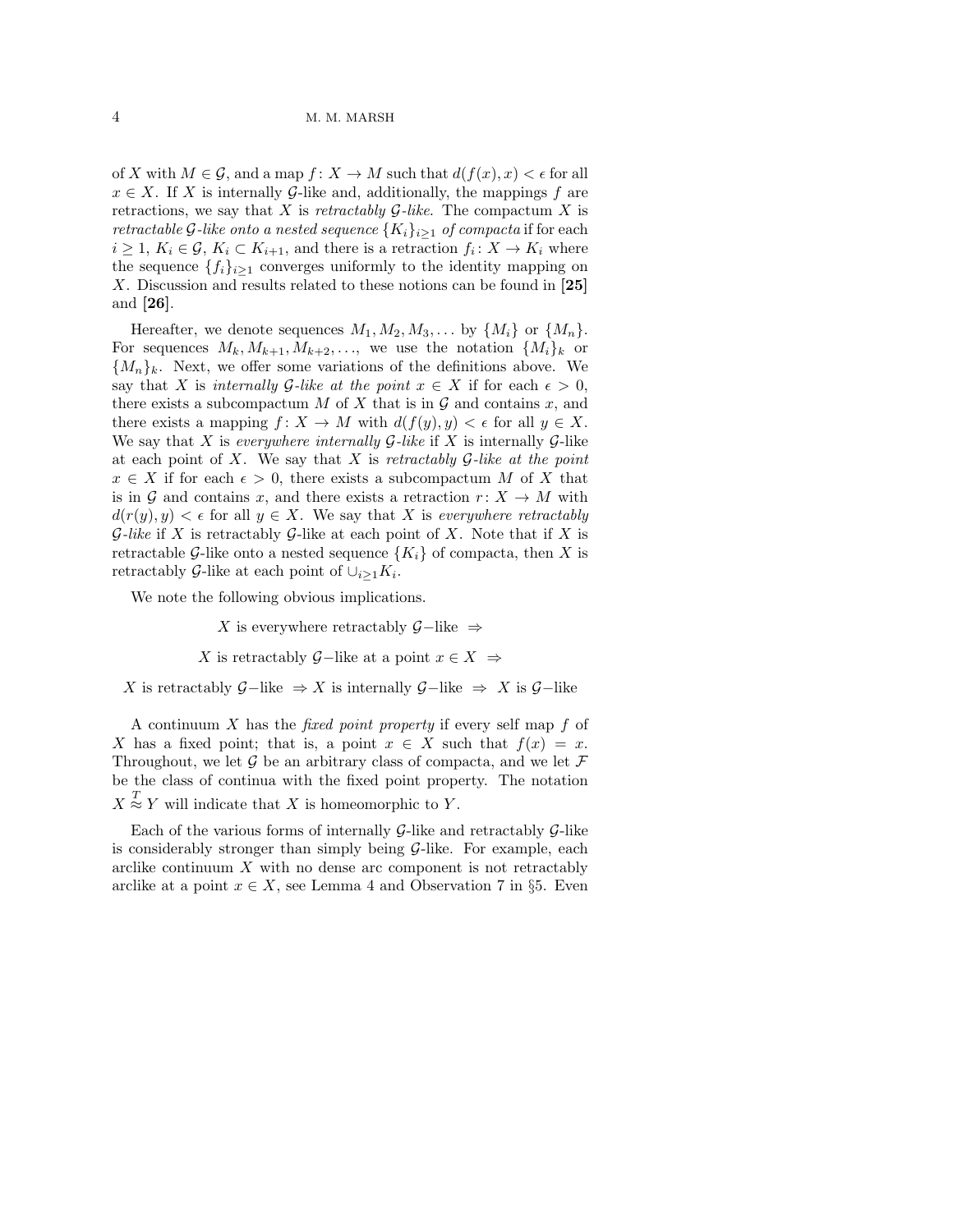of $X$ with $M \in \mathcal{G}$, and a map $f\colon X \to M$ such that $d(f(x), x) < \epsilon$ for all $x \in X$. If $X$ is internally $\mathcal{G}$-like and, additionally, the mappings $f$ are retractions, we say that $X$ is *retractably $\mathcal{G}$-like*. The compactum $X$ is *retractable $\mathcal{G}$-like onto a nested sequence $\{K_i\}_{i \geq 1}$ of compacta* if for each $i \geq 1$, $K_i \in \mathcal{G}$, $K_i \subset K_{i+1}$, and there is a retraction $f_i\colon X \to K_i$ where the sequence $\{f_i\}_{i \geq 1}$ converges uniformly to the identity mapping on $X$. Discussion and results related to these notions can be found in **[25]** and **[26]**.

Hereafter, we denote sequences $M_1, M_2, M_3, \ldots$ by $\{M_i\}$ or $\{M_n\}$. For sequences $M_k, M_{k+1}, M_{k+2}, \ldots$, we use the notation $\{M_i\}_k$ or $\{M_n\}_k$. Next, we offer some variations of the definitions above. We say that $X$ is *internally $\mathcal{G}$-like at the point $x \in X$* if for each $\epsilon > 0$, there exists a subcompactum $M$ of $X$ that is in $\mathcal{G}$ and contains $x$, and there exists a mapping $f\colon X \to M$ with $d(f(y), y) < \epsilon$ for all $y \in X$. We say that $X$ is *everywhere internally $\mathcal{G}$-like* if $X$ is internally $\mathcal{G}$-like at each point of $X$. We say that $X$ is *retractably $\mathcal{G}$-like at the point $x \in X$* if for each $\epsilon > 0$, there exists a subcompactum $M$ of $X$ that is in $\mathcal{G}$ and contains $x$, and there exists a retraction $r\colon X \to M$ with $d(r(y), y) < \epsilon$ for all $y \in X$. We say that $X$ is *everywhere retractably $\mathcal{G}$-like* if $X$ is retractably $\mathcal{G}$-like at each point of $X$. Note that if $X$ is retractable $\mathcal{G}$-like onto a nested sequence $\{K_i\}$ of compacta, then $X$ is retractably $\mathcal{G}$-like at each point of $\cup_{i \geq 1} K_i$.

We note the following obvious implications.

$$X \text{ is everywhere retractably } \mathcal{G}\text{-like } \Rightarrow$$

$$X \text{ is retractably } \mathcal{G}\text{-like at a point } x \in X \;\Rightarrow$$

$$X \text{ is retractably } \mathcal{G}\text{-like } \Rightarrow X \text{ is internally } \mathcal{G}\text{-like } \Rightarrow\; X \text{ is } \mathcal{G}\text{-like}$$

A continuum $X$ has the *fixed point property* if every self map $f$ of $X$ has a fixed point; that is, a point $x \in X$ such that $f(x) = x$. Throughout, we let $\mathcal{G}$ be an arbitrary class of compacta, and we let $\mathcal{F}$ be the class of continua with the fixed point property. The notation $X \overset{T}{\approx} Y$ will indicate that $X$ is homeomorphic to $Y$.

Each of the various forms of internally $\mathcal{G}$-like and retractably $\mathcal{G}$-like is considerably stronger than simply being $\mathcal{G}$-like. For example, each arclike continuum $X$ with no dense arc component is not retractably arclike at a point $x \in X$, see Lemma 4 and Observation 7 in §5. Even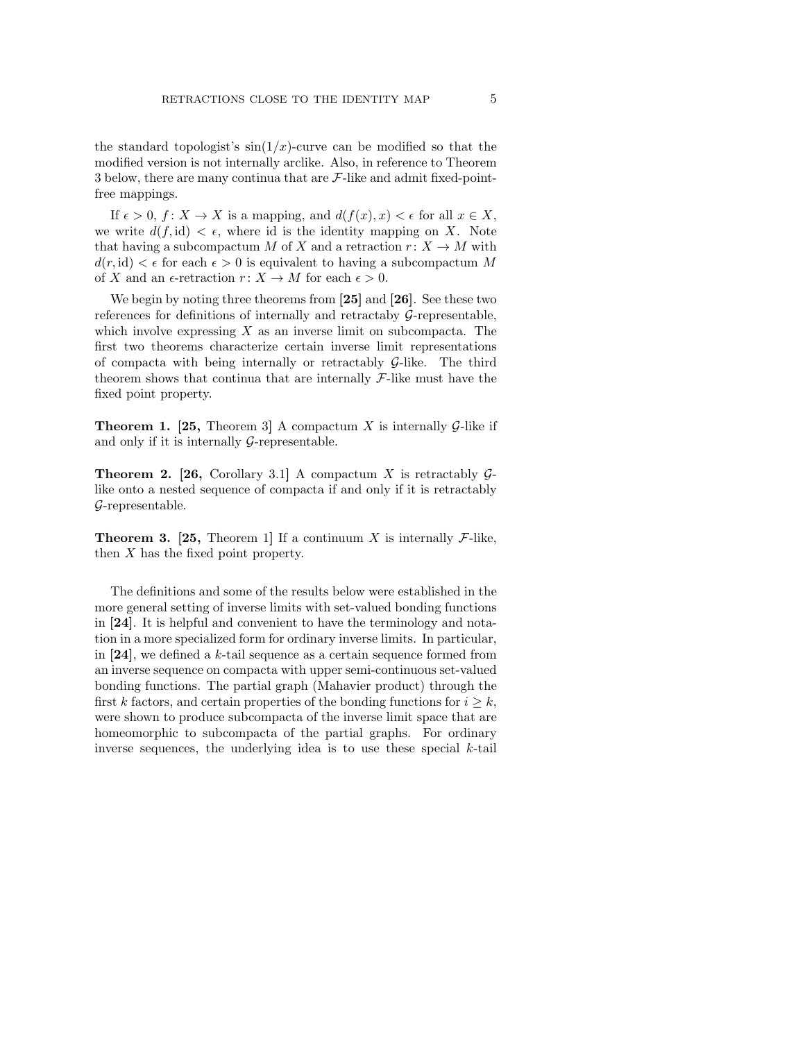the standard topologist's $\sin(1/x)$-curve can be modified so that the modified version is not internally arclike. Also, in reference to Theorem 3 below, there are many continua that are $\mathcal{F}$-like and admit fixed-point-free mappings.

If $\epsilon > 0$, $f\colon X \to X$ is a mapping, and $d(f(x), x) < \epsilon$ for all $x \in X$, we write $d(f, \mathrm{id}) < \epsilon$, where id is the identity mapping on $X$. Note that having a subcompactum $M$ of $X$ and a retraction $r\colon X \to M$ with $d(r, \mathrm{id}) < \epsilon$ for each $\epsilon > 0$ is equivalent to having a subcompactum $M$ of $X$ and an $\epsilon$-retraction $r\colon X \to M$ for each $\epsilon > 0$.

We begin by noting three theorems from **[25]** and **[26]**. See these two references for definitions of internally and retractaby $\mathcal{G}$-representable, which involve expressing $X$ as an inverse limit on subcompacta. The first two theorems characterize certain inverse limit representations of compacta with being internally or retractably $\mathcal{G}$-like. The third theorem shows that continua that are internally $\mathcal{F}$-like must have the fixed point property.

**Theorem 1.** **[25,** Theorem 3] *A compactum $X$ is internally $\mathcal{G}$-like if and only if it is internally $\mathcal{G}$-representable.*

**Theorem 2.** **[26,** Corollary 3.1] *A compactum $X$ is retractably $\mathcal{G}$-like onto a nested sequence of compacta if and only if it is retractably $\mathcal{G}$-representable.*

**Theorem 3.** **[25,** Theorem 1] *If a continuum $X$ is internally $\mathcal{F}$-like, then $X$ has the fixed point property.*

The definitions and some of the results below were established in the more general setting of inverse limits with set-valued bonding functions in **[24]**. It is helpful and convenient to have the terminology and notation in a more specialized form for ordinary inverse limits. In particular, in **[24]**, we defined a $k$-tail sequence as a certain sequence formed from an inverse sequence on compacta with upper semi-continuous set-valued bonding functions. The partial graph (Mahavier product) through the first $k$ factors, and certain properties of the bonding functions for $i \geq k$, were shown to produce subcompacta of the inverse limit space that are homeomorphic to subcompacta of the partial graphs. For ordinary inverse sequences, the underlying idea is to use these special $k$-tail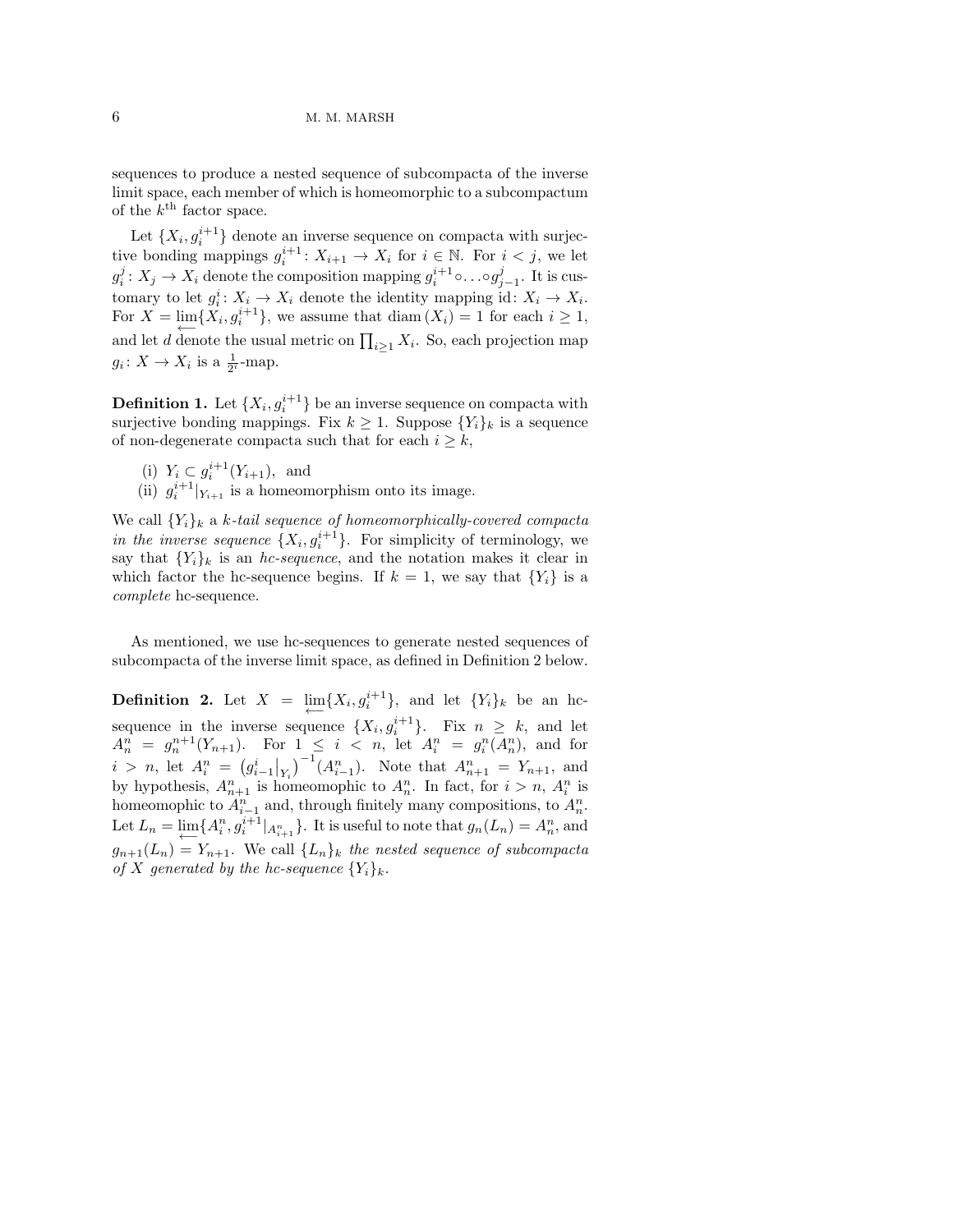sequences to produce a nested sequence of subcompacta of the inverse limit space, each member of which is homeomorphic to a subcompactum of the $k^{\text{th}}$ factor space.

Let $\{X_i, g_i^{i+1}\}$ denote an inverse sequence on compacta with surjective bonding mappings $g_i^{i+1} \colon X_{i+1} \to X_i$ for $i \in \mathbb{N}$. For $i < j$, we let $g_i^j \colon X_j \to X_i$ denote the composition mapping $g_i^{i+1} \circ \ldots \circ g_{j-1}^j$. It is customary to let $g_i^i \colon X_i \to X_i$ denote the identity mapping $\mathrm{id} \colon X_i \to X_i$. For $X = \varprojlim \{X_i, g_i^{i+1}\}$, we assume that $\operatorname{diam}(X_i) = 1$ for each $i \geq 1$, and let $d$ denote the usual metric on $\prod_{i \geq 1} X_i$. So, each projection map $g_i \colon X \to X_i$ is a $\frac{1}{2^i}$-map.

**Definition 1.** Let $\{X_i, g_i^{i+1}\}$ be an inverse sequence on compacta with surjective bonding mappings. Fix $k \geq 1$. Suppose $\{Y_i\}_k$ is a sequence of non-degenerate compacta such that for each $i \geq k$,

(i) $Y_i \subset g_i^{i+1}(Y_{i+1})$, and
(ii) $g_i^{i+1}|_{Y_{i+1}}$ is a homeomorphism onto its image.

We call $\{Y_i\}_k$ a *k-tail sequence of homeomorphically-covered compacta in the inverse sequence* $\{X_i, g_i^{i+1}\}$. For simplicity of terminology, we say that $\{Y_i\}_k$ is an *hc-sequence*, and the notation makes it clear in which factor the hc-sequence begins. If $k = 1$, we say that $\{Y_i\}$ is a *complete* hc-sequence.

As mentioned, we use hc-sequences to generate nested sequences of subcompacta of the inverse limit space, as defined in Definition 2 below.

**Definition 2.** Let $X = \varprojlim \{X_i, g_i^{i+1}\}$, and let $\{Y_i\}_k$ be an hc-sequence in the inverse sequence $\{X_i, g_i^{i+1}\}$. Fix $n \geq k$, and let $A_n^n = g_n^{n+1}(Y_{n+1})$. For $1 \leq i < n$, let $A_i^n = g_i^n(A_n^n)$, and for $i > n$, let $A_i^n = \left(g_{i-1}^i|_{Y_i}\right)^{-1}(A_{i-1}^n)$. Note that $A_{n+1}^n = Y_{n+1}$, and by hypothesis, $A_{n+1}^n$ is homeomophic to $A_n^n$. In fact, for $i > n$, $A_i^n$ is homeomophic to $A_{i-1}^n$ and, through finitely many compositions, to $A_n^n$. Let $L_n = \varprojlim \{A_i^n, g_i^{i+1}|_{A_{i+1}^n}\}$. It is useful to note that $g_n(L_n) = A_n^n$, and $g_{n+1}(L_n) = Y_{n+1}$. We call $\{L_n\}_k$ *the nested sequence of subcompacta of* $X$ *generated by the hc-sequence* $\{Y_i\}_k$.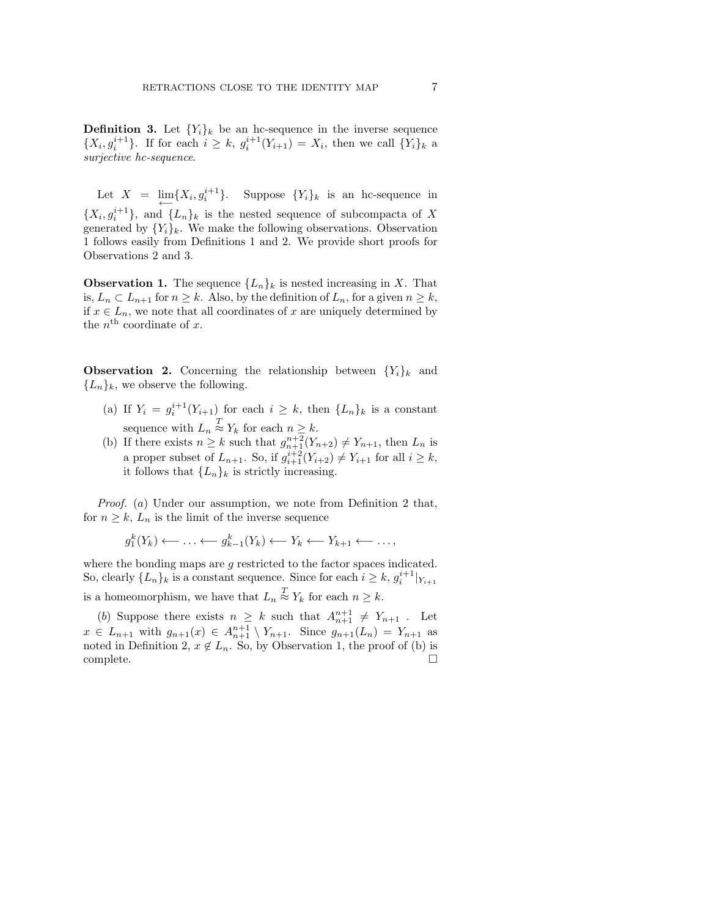**Definition 3.** Let $\{Y_i\}_k$ be an hc-sequence in the inverse sequence $\{X_i, g_i^{i+1}\}$. If for each $i \geq k$, $g_i^{i+1}(Y_{i+1}) = X_i$, then we call $\{Y_i\}_k$ a *surjective hc-sequence.*

Let $X = \varprojlim\{X_i, g_i^{i+1}\}$. Suppose $\{Y_i\}_k$ is an hc-sequence in $\{X_i, g_i^{i+1}\}$, and $\{L_n\}_k$ is the nested sequence of subcompacta of $X$ generated by $\{Y_i\}_k$. We make the following observations. Observation 1 follows easily from Definitions 1 and 2. We provide short proofs for Observations 2 and 3.

**Observation 1.** The sequence $\{L_n\}_k$ is nested increasing in $X$. That is, $L_n \subset L_{n+1}$ for $n \geq k$. Also, by the definition of $L_n$, for a given $n \geq k$, if $x \in L_n$, we note that all coordinates of $x$ are uniquely determined by the $n^{\text{th}}$ coordinate of $x$.

**Observation 2.** Concerning the relationship between $\{Y_i\}_k$ and $\{L_n\}_k$, we observe the following.

(a) If $Y_i = g_i^{i+1}(Y_{i+1})$ for each $i \geq k$, then $\{L_n\}_k$ is a constant sequence with $L_n \overset{T}{\approx} Y_k$ for each $n \geq k$.

(b) If there exists $n \geq k$ such that $g_{n+1}^{n+2}(Y_{n+2}) \neq Y_{n+1}$, then $L_n$ is a proper subset of $L_{n+1}$. So, if $g_{i+1}^{i+2}(Y_{i+2}) \neq Y_{i+1}$ for all $i \geq k$, it follows that $\{L_n\}_k$ is strictly increasing.

*Proof.* $(a)$ Under our assumption, we note from Definition 2 that, for $n \geq k$, $L_n$ is the limit of the inverse sequence

$$g_1^k(Y_k) \longleftarrow \ldots \longleftarrow g_{k-1}^k(Y_k) \longleftarrow Y_k \longleftarrow Y_{k+1} \longleftarrow \ldots,$$

where the bonding maps are $g$ restricted to the factor spaces indicated. So, clearly $\{L_n\}_k$ is a constant sequence. Since for each $i \geq k$, $g_i^{i+1}|_{Y_{i+1}}$ is a homeomorphism, we have that $L_n \overset{T}{\approx} Y_k$ for each $n \geq k$.

$(b)$ Suppose there exists $n \geq k$ such that $A_{n+1}^{n+1} \neq Y_{n+1}$ . Let $x \in L_{n+1}$ with $g_{n+1}(x) \in A_{n+1}^{n+1} \setminus Y_{n+1}$. Since $g_{n+1}(L_n) = Y_{n+1}$ as noted in Definition 2, $x \notin L_n$. So, by Observation 1, the proof of (b) is complete. $\square$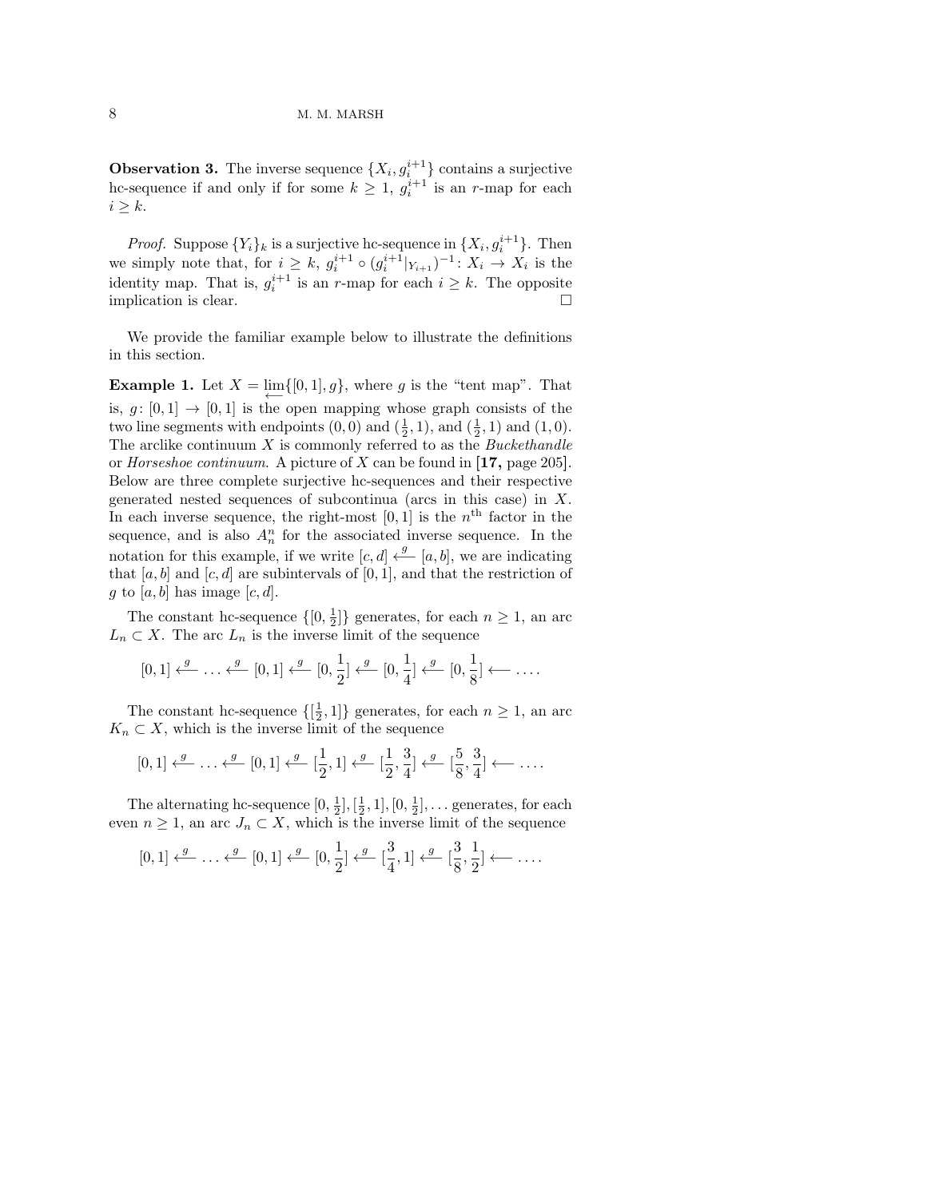**Observation 3.** The inverse sequence $\{X_i, g_i^{i+1}\}$ contains a surjective hc-sequence if and only if for some $k \geq 1$, $g_i^{i+1}$ is an $r$-map for each $i \geq k$.

*Proof.* Suppose $\{Y_i\}_k$ is a surjective hc-sequence in $\{X_i, g_i^{i+1}\}$. Then we simply note that, for $i \geq k$, $g_i^{i+1} \circ (g_i^{i+1}|_{Y_{i+1}})^{-1} \colon X_i \to X_i$ is the identity map. That is, $g_i^{i+1}$ is an $r$-map for each $i \geq k$. The opposite implication is clear. $\square$

We provide the familiar example below to illustrate the definitions in this section.

**Example 1.** Let $X = \varprojlim\{[0,1], g\}$, where $g$ is the "tent map". That is, $g\colon [0,1] \to [0,1]$ is the open mapping whose graph consists of the two line segments with endpoints $(0,0)$ and $(\frac{1}{2}, 1)$, and $(\frac{1}{2}, 1)$ and $(1,0)$. The arclike continuum $X$ is commonly referred to as the *Buckethandle* or *Horseshoe continuum*. A picture of $X$ can be found in **[17,** page 205]. Below are three complete surjective hc-sequences and their respective generated nested sequences of subcontinua (arcs in this case) in $X$. In each inverse sequence, the right-most $[0,1]$ is the $n^{\text{th}}$ factor in the sequence, and is also $A_n^n$ for the associated inverse sequence. In the notation for this example, if we write $[c,d] \xleftarrow{g} [a,b]$, we are indicating that $[a,b]$ and $[c,d]$ are subintervals of $[0,1]$, and that the restriction of $g$ to $[a,b]$ has image $[c,d]$.

The constant hc-sequence $\{[0, \frac{1}{2}]\}$ generates, for each $n \geq 1$, an arc $L_n \subset X$. The arc $L_n$ is the inverse limit of the sequence

$$[0,1] \xleftarrow{g} \ldots \xleftarrow{g} [0,1] \xleftarrow{g} [0, \frac{1}{2}] \xleftarrow{g} [0, \frac{1}{4}] \xleftarrow{g} [0, \frac{1}{8}] \longleftarrow \ldots.$$

The constant hc-sequence $\{[\frac{1}{2}, 1]\}$ generates, for each $n \geq 1$, an arc $K_n \subset X$, which is the inverse limit of the sequence

$$[0,1] \xleftarrow{g} \ldots \xleftarrow{g} [0,1] \xleftarrow{g} [\frac{1}{2}, 1] \xleftarrow{g} [\frac{1}{2}, \frac{3}{4}] \xleftarrow{g} [\frac{5}{8}, \frac{3}{4}] \longleftarrow \ldots.$$

The alternating hc-sequence $[0, \frac{1}{2}], [\frac{1}{2}, 1], [0, \frac{1}{2}], \ldots$ generates, for each even $n \geq 1$, an arc $J_n \subset X$, which is the inverse limit of the sequence

$$[0,1] \xleftarrow{g} \ldots \xleftarrow{g} [0,1] \xleftarrow{g} [0, \frac{1}{2}] \xleftarrow{g} [\frac{3}{4}, 1] \xleftarrow{g} [\frac{3}{8}, \frac{1}{2}] \longleftarrow \ldots.$$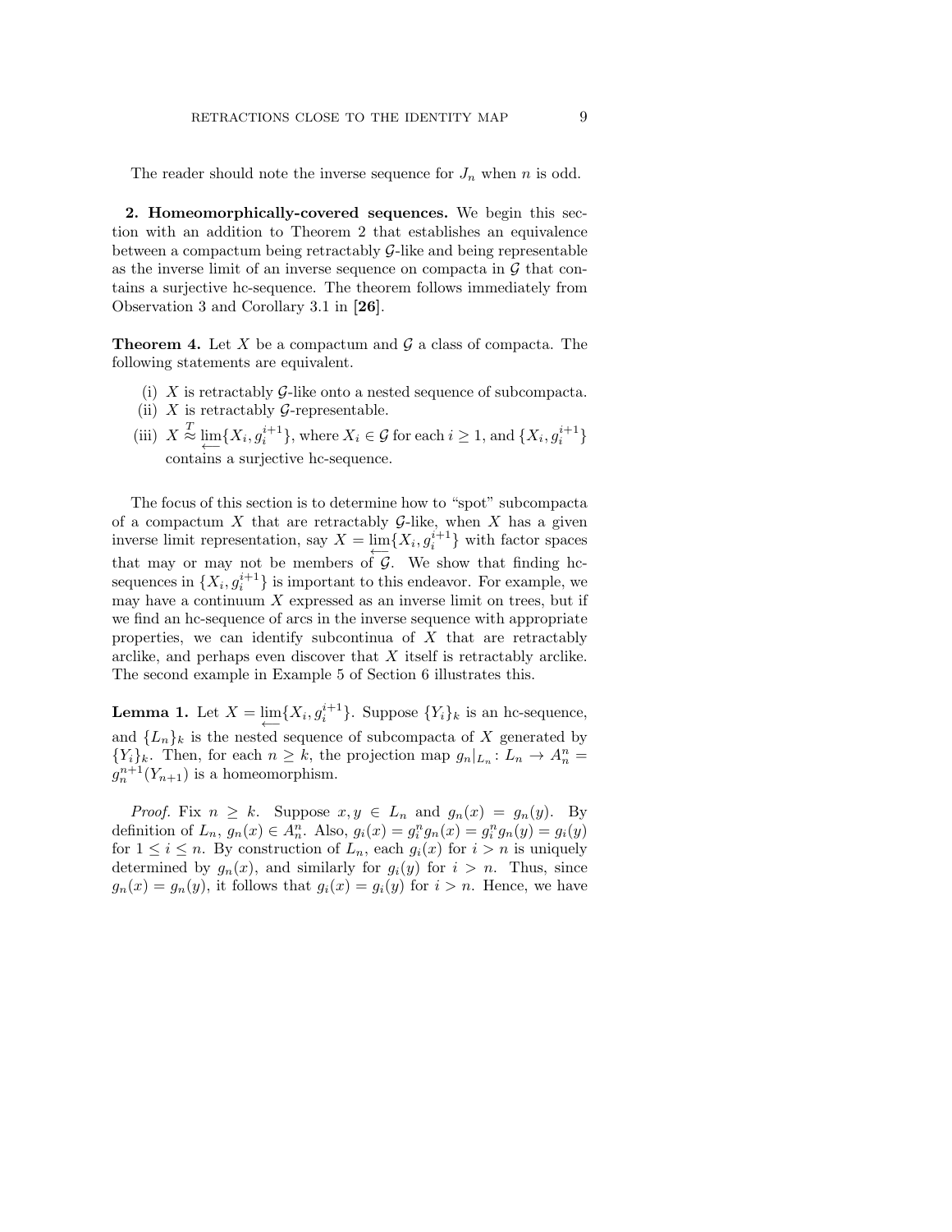The reader should note the inverse sequence for $J_n$ when $n$ is odd.

**2. Homeomorphically-covered sequences.** We begin this section with an addition to Theorem 2 that establishes an equivalence between a compactum being retractably $\mathcal{G}$-like and being representable as the inverse limit of an inverse sequence on compacta in $\mathcal{G}$ that contains a surjective hc-sequence. The theorem follows immediately from Observation 3 and Corollary 3.1 in **[26]**.

**Theorem 4.** Let $X$ be a compactum and $\mathcal{G}$ a class of compacta. The following statements are equivalent.

(i) $X$ is retractably $\mathcal{G}$-like onto a nested sequence of subcompacta.

(ii) $X$ is retractably $\mathcal{G}$-representable.

(iii) $X \overset{T}{\approx} \varprojlim\{X_i, g_i^{i+1}\}$, where $X_i \in \mathcal{G}$ for each $i \geq 1$, and $\{X_i, g_i^{i+1}\}$ contains a surjective hc-sequence.

The focus of this section is to determine how to "spot" subcompacta of a compactum $X$ that are retractably $\mathcal{G}$-like, when $X$ has a given inverse limit representation, say $X = \varprojlim\{X_i, g_i^{i+1}\}$ with factor spaces that may or may not be members of $\mathcal{G}$. We show that finding hc-sequences in $\{X_i, g_i^{i+1}\}$ is important to this endeavor. For example, we may have a continuum $X$ expressed as an inverse limit on trees, but if we find an hc-sequence of arcs in the inverse sequence with appropriate properties, we can identify subcontinua of $X$ that are retractably arclike, and perhaps even discover that $X$ itself is retractably arclike. The second example in Example 5 of Section 6 illustrates this.

**Lemma 1.** Let $X = \varprojlim\{X_i, g_i^{i+1}\}$. Suppose $\{Y_i\}_k$ is an hc-sequence, and $\{L_n\}_k$ is the nested sequence of subcompacta of $X$ generated by $\{Y_i\}_k$. Then, for each $n \geq k$, the projection map $g_n|_{L_n} : L_n \to A_n^n = g_n^{n+1}(Y_{n+1})$ is a homeomorphism.

*Proof.* Fix $n \geq k$. Suppose $x, y \in L_n$ and $g_n(x) = g_n(y)$. By definition of $L_n$, $g_n(x) \in A_n^n$. Also, $g_i(x) = g_i^n g_n(x) = g_i^n g_n(y) = g_i(y)$ for $1 \leq i \leq n$. By construction of $L_n$, each $g_i(x)$ for $i > n$ is uniquely determined by $g_n(x)$, and similarly for $g_i(y)$ for $i > n$. Thus, since $g_n(x) = g_n(y)$, it follows that $g_i(x) = g_i(y)$ for $i > n$. Hence, we have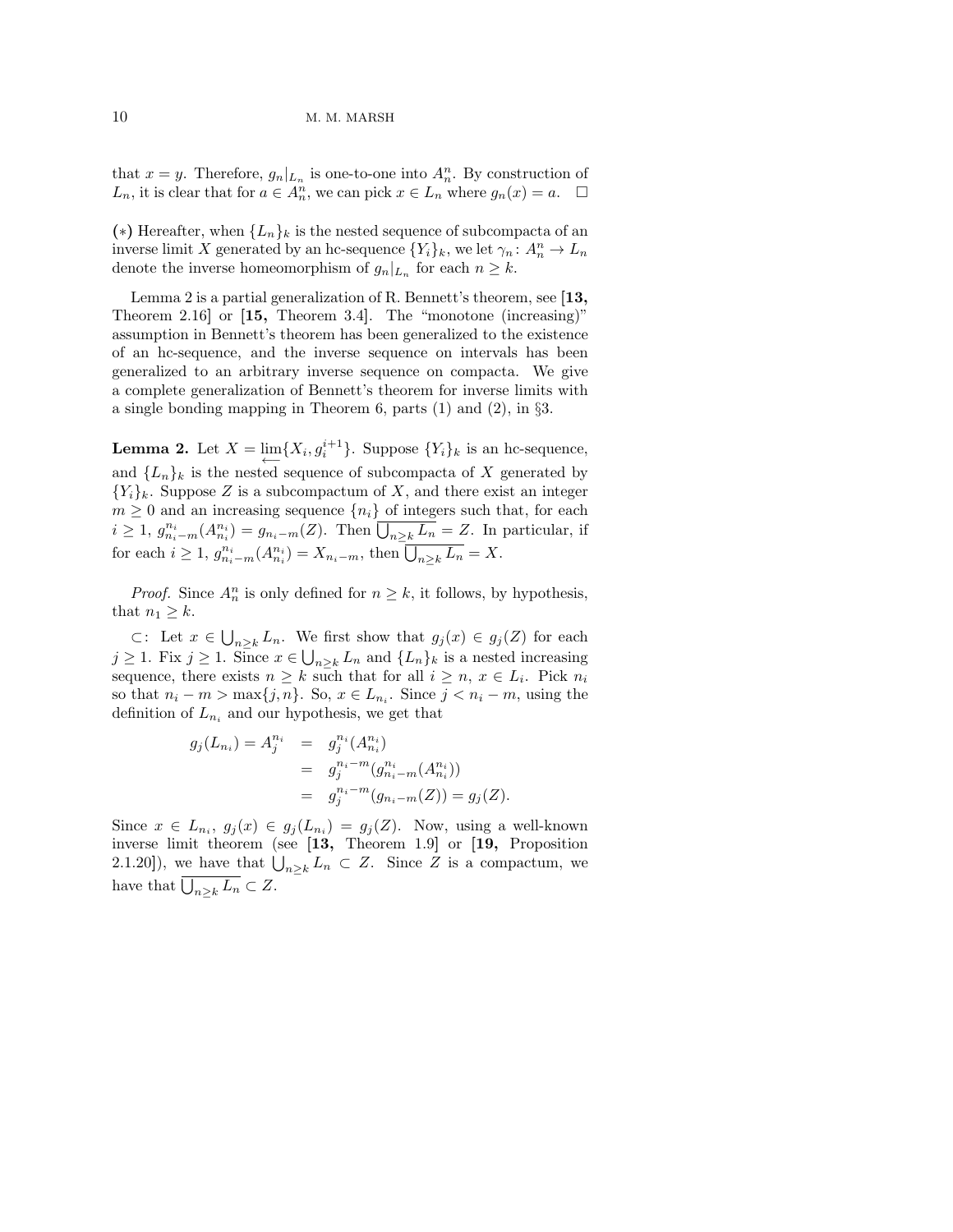that $x = y$. Therefore, $g_n|_{L_n}$ is one-to-one into $A_n^n$. By construction of $L_n$, it is clear that for $a \in A_n^n$, we can pick $x \in L_n$ where $g_n(x) = a$. $\square$

**(∗)** Hereafter, when $\{L_n\}_k$ is the nested sequence of subcompacta of an inverse limit $X$ generated by an hc-sequence $\{Y_i\}_k$, we let $\gamma_n \colon A_n^n \to L_n$ denote the inverse homeomorphism of $g_n|_{L_n}$ for each $n \geq k$.

Lemma 2 is a partial generalization of R. Bennett's theorem, see **[13,** Theorem 2.16] or **[15,** Theorem 3.4]. The "monotone (increasing)" assumption in Bennett's theorem has been generalized to the existence of an hc-sequence, and the inverse sequence on intervals has been generalized to an arbitrary inverse sequence on compacta. We give a complete generalization of Bennett's theorem for inverse limits with a single bonding mapping in Theorem 6, parts (1) and (2), in §3.

**Lemma 2.** Let $X = \varprojlim\{X_i, g_i^{i+1}\}$. Suppose $\{Y_i\}_k$ is an hc-sequence, and $\{L_n\}_k$ is the nested sequence of subcompacta of $X$ generated by $\{Y_i\}_k$. Suppose $Z$ is a subcompactum of $X$, and there exist an integer $m \geq 0$ and an increasing sequence $\{n_i\}$ of integers such that, for each $i \geq 1$, $g_{n_i-m}^{n_i}(A_{n_i}^{n_i}) = g_{n_i-m}(Z)$. Then $\overline{\bigcup_{n \geq k} L_n} = Z$. In particular, if for each $i \geq 1$, $g_{n_i-m}^{n_i}(A_{n_i}^{n_i}) = X_{n_i-m}$, then $\overline{\bigcup_{n \geq k} L_n} = X$.

*Proof.* Since $A_n^n$ is only defined for $n \geq k$, it follows, by hypothesis, that $n_1 \geq k$.

$\subset$: Let $x \in \bigcup_{n \geq k} L_n$. We first show that $g_j(x) \in g_j(Z)$ for each $j \geq 1$. Fix $j \geq 1$. Since $x \in \bigcup_{n \geq k} L_n$ and $\{L_n\}_k$ is a nested increasing sequence, there exists $n \geq k$ such that for all $i \geq n$, $x \in L_i$. Pick $n_i$ so that $n_i - m > \max\{j, n\}$. So, $x \in L_{n_i}$. Since $j < n_i - m$, using the definition of $L_{n_i}$ and our hypothesis, we get that

$$
\begin{aligned}
g_j(L_{n_i}) = A_j^{n_i} &= g_j^{n_i}(A_{n_i}^{n_i}) \\
&= g_j^{n_i-m}(g_{n_i-m}^{n_i}(A_{n_i}^{n_i})) \\
&= g_j^{n_i-m}(g_{n_i-m}(Z)) = g_j(Z).
\end{aligned}
$$

Since $x \in L_{n_i}$, $g_j(x) \in g_j(L_{n_i}) = g_j(Z)$. Now, using a well-known inverse limit theorem (see **[13,** Theorem 1.9] or **[19,** Proposition 2.1.20]), we have that $\bigcup_{n \geq k} L_n \subset Z$. Since $Z$ is a compactum, we have that $\overline{\bigcup_{n \geq k} L_n} \subset Z$.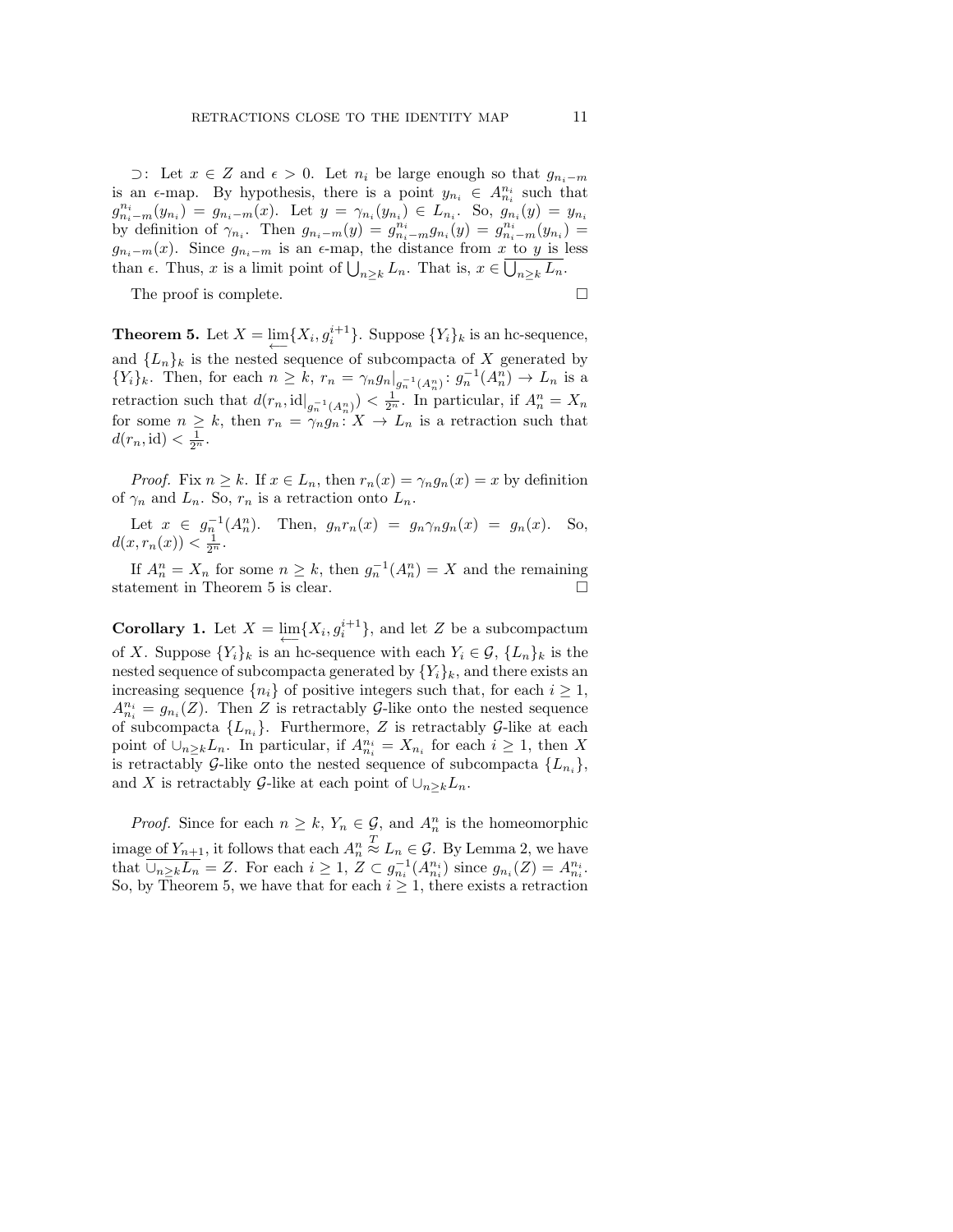$\supset$: Let $x \in Z$ and $\epsilon > 0$. Let $n_i$ be large enough so that $g_{n_i - m}$ is an $\epsilon$-map. By hypothesis, there is a point $y_{n_i} \in A^{n_i}_{n_i}$ such that $g^{n_i}_{n_i - m}(y_{n_i}) = g_{n_i - m}(x)$. Let $y = \gamma_{n_i}(y_{n_i}) \in L_{n_i}$. So, $g_{n_i}(y) = y_{n_i}$ by definition of $\gamma_{n_i}$. Then $g_{n_i - m}(y) = g^{n_i}_{n_i - m} g_{n_i}(y) = g^{n_i}_{n_i - m}(y_{n_i}) = g_{n_i - m}(x)$. Since $g_{n_i - m}$ is an $\epsilon$-map, the distance from $x$ to $y$ is less than $\epsilon$. Thus, $x$ is a limit point of $\bigcup_{n \geq k} L_n$. That is, $x \in \overline{\bigcup_{n \geq k} L_n}$.

The proof is complete. $\square$

**Theorem 5.** Let $X = \varprojlim\{X_i, g_i^{i+1}\}$. Suppose $\{Y_i\}_k$ is an hc-sequence, and $\{L_n\}_k$ is the nested sequence of subcompacta of $X$ generated by $\{Y_i\}_k$. Then, for each $n \geq k$, $r_n = \gamma_n g_n|_{g_n^{-1}(A^n_n)} \colon g_n^{-1}(A^n_n) \to L_n$ is a retraction such that $d(r_n, \mathrm{id}|_{g_n^{-1}(A^n_n)}) < \frac{1}{2^n}$. In particular, if $A^n_n = X_n$ for some $n \geq k$, then $r_n = \gamma_n g_n \colon X \to L_n$ is a retraction such that $d(r_n, \mathrm{id}) < \frac{1}{2^n}$.

*Proof.* Fix $n \geq k$. If $x \in L_n$, then $r_n(x) = \gamma_n g_n(x) = x$ by definition of $\gamma_n$ and $L_n$. So, $r_n$ is a retraction onto $L_n$.

Let $x \in g_n^{-1}(A^n_n)$. Then, $g_n r_n(x) = g_n \gamma_n g_n(x) = g_n(x)$. So, $d(x, r_n(x)) < \frac{1}{2^n}$.

If $A^n_n = X_n$ for some $n \geq k$, then $g_n^{-1}(A^n_n) = X$ and the remaining statement in Theorem 5 is clear. $\square$

**Corollary 1.** Let $X = \varprojlim\{X_i, g_i^{i+1}\}$, and let $Z$ be a subcompactum of $X$. Suppose $\{Y_i\}_k$ is an hc-sequence with each $Y_i \in \mathcal{G}$, $\{L_n\}_k$ is the nested sequence of subcompacta generated by $\{Y_i\}_k$, and there exists an increasing sequence $\{n_i\}$ of positive integers such that, for each $i \geq 1$, $A^{n_i}_{n_i} = g_{n_i}(Z)$. Then $Z$ is retractably $\mathcal{G}$-like onto the nested sequence of subcompacta $\{L_{n_i}\}$. Furthermore, $Z$ is retractably $\mathcal{G}$-like at each point of $\cup_{n \geq k} L_n$. In particular, if $A^{n_i}_{n_i} = X_{n_i}$ for each $i \geq 1$, then $X$ is retractably $\mathcal{G}$-like onto the nested sequence of subcompacta $\{L_{n_i}\}$, and $X$ is retractably $\mathcal{G}$-like at each point of $\cup_{n \geq k} L_n$.

*Proof.* Since for each $n \geq k$, $Y_n \in \mathcal{G}$, and $A^n_n$ is the homeomorphic image of $Y_{n+1}$, it follows that each $A^n_n \overset{T}{\approx} L_n \in \mathcal{G}$. By Lemma 2, we have that $\overline{\cup_{n \geq k} L_n} = Z$. For each $i \geq 1$, $Z \subset g_{n_i}^{-1}(A^{n_i}_{n_i})$ since $g_{n_i}(Z) = A^{n_i}_{n_i}$. So, by Theorem 5, we have that for each $i \geq 1$, there exists a retraction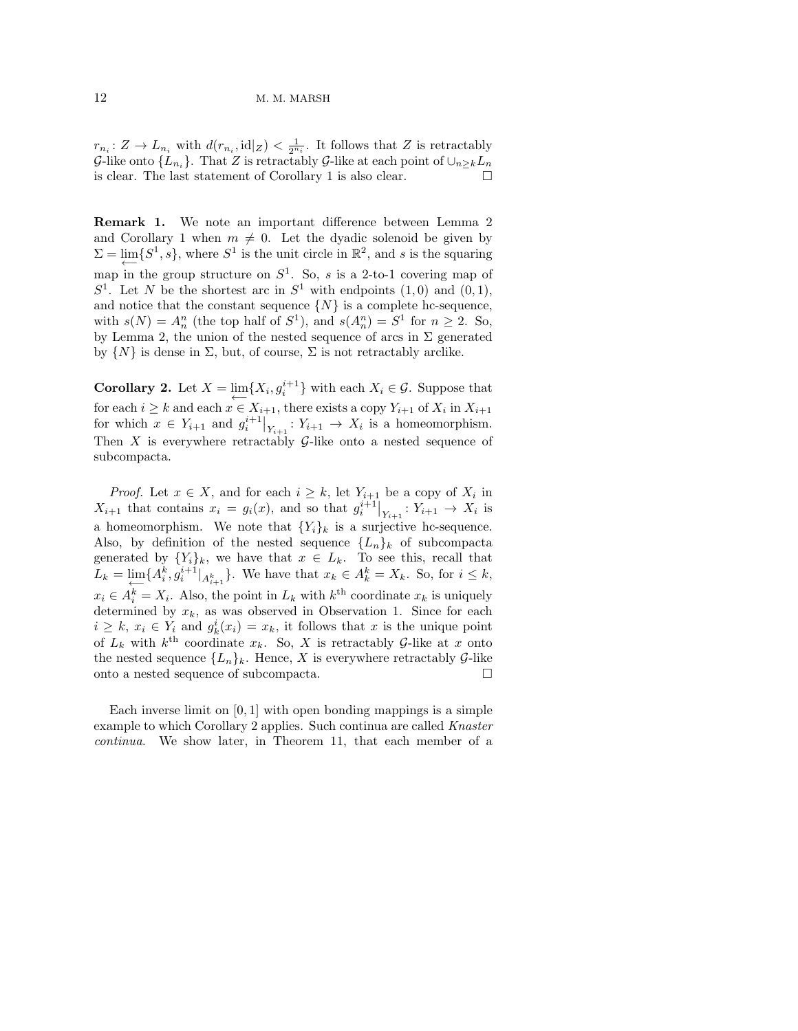$r_{n_i}\colon Z \to L_{n_i}$ with $d(r_{n_i}, \mathrm{id}|_Z) < \frac{1}{2^{n_i}}$. It follows that $Z$ is retractably $\mathcal{G}$-like onto $\{L_{n_i}\}$. That $Z$ is retractably $\mathcal{G}$-like at each point of $\cup_{n\geq k} L_n$ is clear. The last statement of Corollary 1 is also clear. □

**Remark 1.** We note an important difference between Lemma 2 and Corollary 1 when $m \neq 0$. Let the dyadic solenoid be given by $\Sigma = \varprojlim\{S^1, s\}$, where $S^1$ is the unit circle in $\mathbb{R}^2$, and $s$ is the squaring map in the group structure on $S^1$. So, $s$ is a 2-to-1 covering map of $S^1$. Let $N$ be the shortest arc in $S^1$ with endpoints $(1,0)$ and $(0,1)$, and notice that the constant sequence $\{N\}$ is a complete hc-sequence, with $s(N) = A_n^n$ (the top half of $S^1$), and $s(A_n^n) = S^1$ for $n \geq 2$. So, by Lemma 2, the union of the nested sequence of arcs in $\Sigma$ generated by $\{N\}$ is dense in $\Sigma$, but, of course, $\Sigma$ is not retractably arclike.

**Corollary 2.** Let $X = \varprojlim\{X_i, g_i^{i+1}\}$ with each $X_i \in \mathcal{G}$. Suppose that for each $i \geq k$ and each $x \in X_{i+1}$, there exists a copy $Y_{i+1}$ of $X_i$ in $X_{i+1}$ for which $x \in Y_{i+1}$ and $g_i^{i+1}\big|_{Y_{i+1}}\colon Y_{i+1} \to X_i$ is a homeomorphism. Then $X$ is everywhere retractably $\mathcal{G}$-like onto a nested sequence of subcompacta.

*Proof.* Let $x \in X$, and for each $i \geq k$, let $Y_{i+1}$ be a copy of $X_i$ in $X_{i+1}$ that contains $x_i = g_i(x)$, and so that $g_i^{i+1}\big|_{Y_{i+1}}\colon Y_{i+1} \to X_i$ is a homeomorphism. We note that $\{Y_i\}_k$ is a surjective hc-sequence. Also, by definition of the nested sequence $\{L_n\}_k$ of subcompacta generated by $\{Y_i\}_k$, we have that $x \in L_k$. To see this, recall that $L_k = \varprojlim\{A_i^k, g_i^{i+1}|_{A_{i+1}^k}\}$. We have that $x_k \in A_k^k = X_k$. So, for $i \leq k$, $x_i \in A_i^k = X_i$. Also, the point in $L_k$ with $k^{\text{th}}$ coordinate $x_k$ is uniquely determined by $x_k$, as was observed in Observation 1. Since for each $i \geq k$, $x_i \in Y_i$ and $g_k^i(x_i) = x_k$, it follows that $x$ is the unique point of $L_k$ with $k^{\text{th}}$ coordinate $x_k$. So, $X$ is retractably $\mathcal{G}$-like at $x$ onto the nested sequence $\{L_n\}_k$. Hence, $X$ is everywhere retractably $\mathcal{G}$-like onto a nested sequence of subcompacta. □

Each inverse limit on $[0,1]$ with open bonding mappings is a simple example to which Corollary 2 applies. Such continua are called *Knaster continua*. We show later, in Theorem 11, that each member of a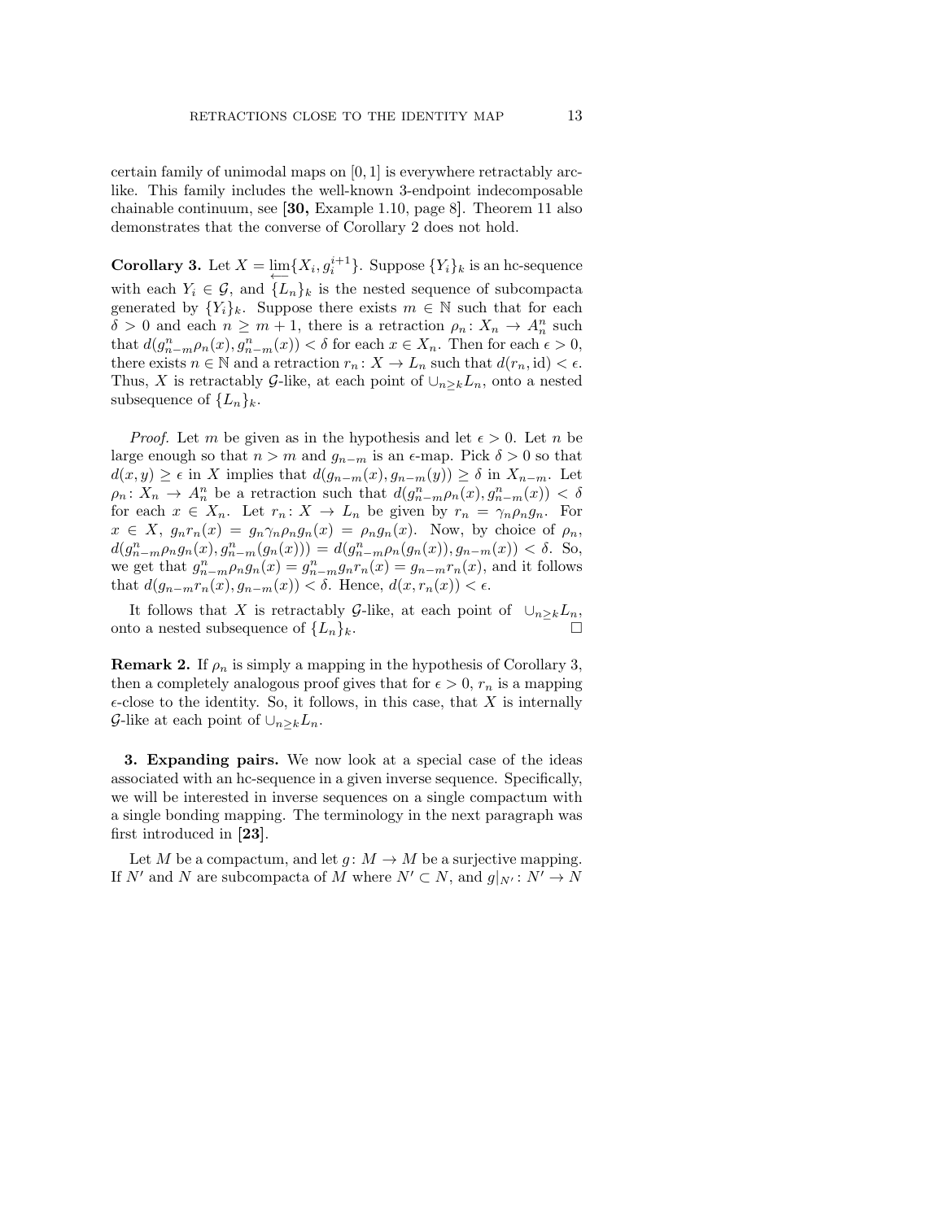certain family of unimodal maps on $[0,1]$ is everywhere retractably arc-like. This family includes the well-known 3-endpoint indecomposable chainable continuum, see [**30,** Example 1.10, page 8]. Theorem 11 also demonstrates that the converse of Corollary 2 does not hold.

**Corollary 3.** Let $X = \varprojlim\{X_i, g_i^{i+1}\}$. Suppose $\{Y_i\}_k$ is an hc-sequence with each $Y_i \in \mathcal{G}$, and $\{L_n\}_k$ is the nested sequence of subcompacta generated by $\{Y_i\}_k$. Suppose there exists $m \in \mathbb{N}$ such that for each $\delta > 0$ and each $n \geq m+1$, there is a retraction $\rho_n \colon X_n \to A_n^n$ such that $d(g_{n-m}^n \rho_n(x), g_{n-m}^n(x)) < \delta$ for each $x \in X_n$. Then for each $\epsilon > 0$, there exists $n \in \mathbb{N}$ and a retraction $r_n \colon X \to L_n$ such that $d(r_n, \mathrm{id}) < \epsilon$. Thus, $X$ is retractably $\mathcal{G}$-like, at each point of $\cup_{n \geq k} L_n$, onto a nested subsequence of $\{L_n\}_k$.

*Proof.* Let $m$ be given as in the hypothesis and let $\epsilon > 0$. Let $n$ be large enough so that $n > m$ and $g_{n-m}$ is an $\epsilon$-map. Pick $\delta > 0$ so that $d(x,y) \geq \epsilon$ in $X$ implies that $d(g_{n-m}(x), g_{n-m}(y)) \geq \delta$ in $X_{n-m}$. Let $\rho_n \colon X_n \to A_n^n$ be a retraction such that $d(g_{n-m}^n \rho_n(x), g_{n-m}^n(x)) < \delta$ for each $x \in X_n$. Let $r_n \colon X \to L_n$ be given by $r_n = \gamma_n \rho_n g_n$. For $x \in X$, $g_n r_n(x) = g_n \gamma_n \rho_n g_n(x) = \rho_n g_n(x)$. Now, by choice of $\rho_n$, $d(g_{n-m}^n \rho_n g_n(x), g_{n-m}^n(g_n(x))) = d(g_{n-m}^n \rho_n(g_n(x)), g_{n-m}(x)) < \delta$. So, we get that $g_{n-m}^n \rho_n g_n(x) = g_{n-m}^n g_n r_n(x) = g_{n-m} r_n(x)$, and it follows that $d(g_{n-m} r_n(x), g_{n-m}(x)) < \delta$. Hence, $d(x, r_n(x)) < \epsilon$.

It follows that $X$ is retractably $\mathcal{G}$-like, at each point of $\cup_{n \geq k} L_n$, onto a nested subsequence of $\{L_n\}_k$. $\square$

**Remark 2.** If $\rho_n$ is simply a mapping in the hypothesis of Corollary 3, then a completely analogous proof gives that for $\epsilon > 0$, $r_n$ is a mapping $\epsilon$-close to the identity. So, it follows, in this case, that $X$ is internally $\mathcal{G}$-like at each point of $\cup_{n \geq k} L_n$.

## 3. Expanding pairs.

We now look at a special case of the ideas associated with an hc-sequence in a given inverse sequence. Specifically, we will be interested in inverse sequences on a single compactum with a single bonding mapping. The terminology in the next paragraph was first introduced in [**23**].

Let $M$ be a compactum, and let $g \colon M \to M$ be a surjective mapping. If $N'$ and $N$ are subcompacta of $M$ where $N' \subset N$, and $g|_{N'} \colon N' \to N$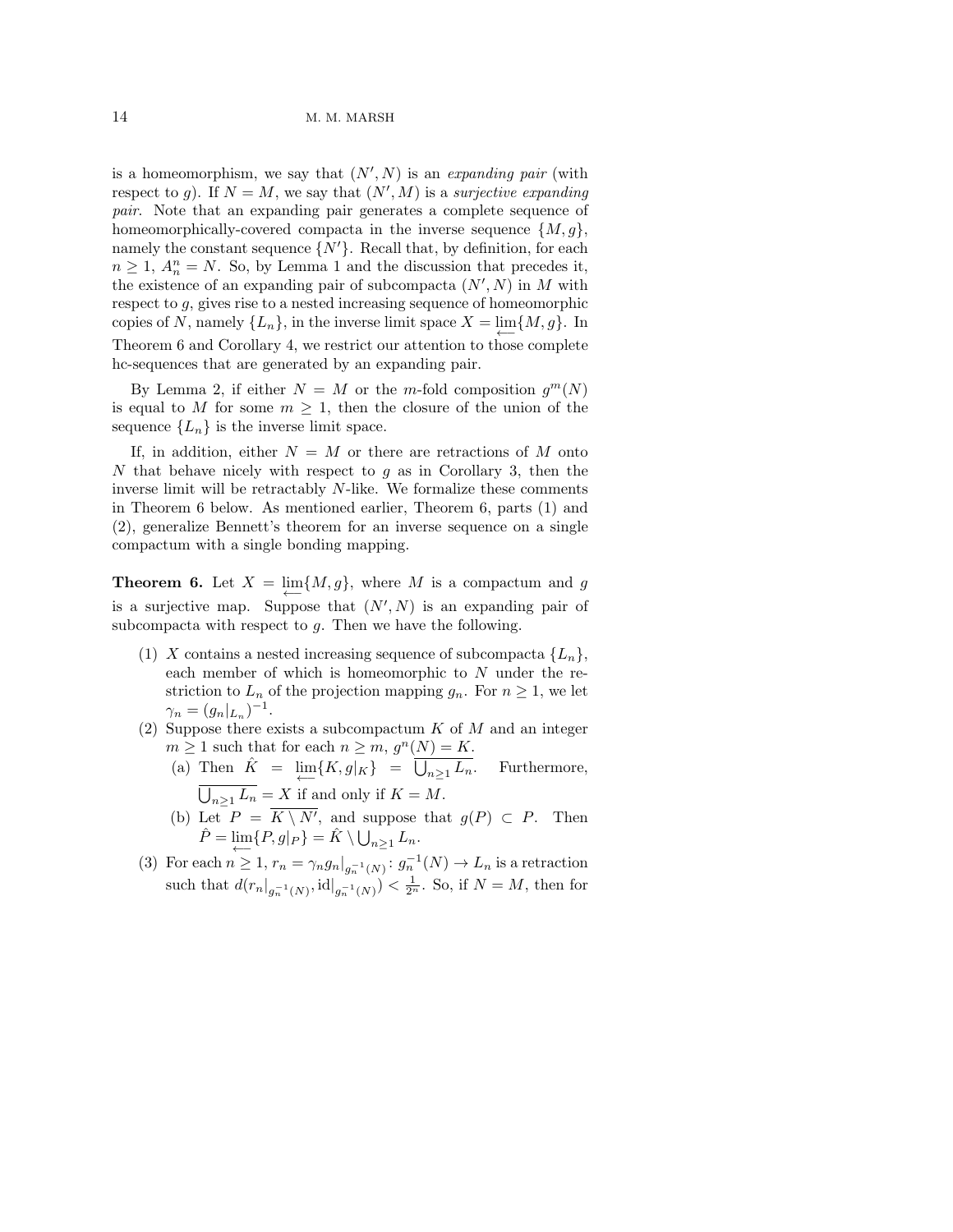is a homeomorphism, we say that $(N', N)$ is an *expanding pair* (with respect to $g$). If $N = M$, we say that $(N', M)$ is a *surjective expanding pair*. Note that an expanding pair generates a complete sequence of homeomorphically-covered compacta in the inverse sequence $\{M, g\}$, namely the constant sequence $\{N'\}$. Recall that, by definition, for each $n \geq 1$, $A_n^n = N$. So, by Lemma 1 and the discussion that precedes it, the existence of an expanding pair of subcompacta $(N', N)$ in $M$ with respect to $g$, gives rise to a nested increasing sequence of homeomorphic copies of $N$, namely $\{L_n\}$, in the inverse limit space $X = \varprojlim\{M, g\}$. In Theorem 6 and Corollary 4, we restrict our attention to those complete hc-sequences that are generated by an expanding pair.

By Lemma 2, if either $N = M$ or the $m$-fold composition $g^m(N)$ is equal to $M$ for some $m \geq 1$, then the closure of the union of the sequence $\{L_n\}$ is the inverse limit space.

If, in addition, either $N = M$ or there are retractions of $M$ onto $N$ that behave nicely with respect to $g$ as in Corollary 3, then the inverse limit will be retractably $N$-like. We formalize these comments in Theorem 6 below. As mentioned earlier, Theorem 6, parts (1) and (2), generalize Bennett's theorem for an inverse sequence on a single compactum with a single bonding mapping.

**Theorem 6.** Let $X = \varprojlim\{M, g\}$, where $M$ is a compactum and $g$ is a surjective map. Suppose that $(N', N)$ is an expanding pair of subcompacta with respect to $g$. Then we have the following.

1. $X$ contains a nested increasing sequence of subcompacta $\{L_n\}$, each member of which is homeomorphic to $N$ under the restriction to $L_n$ of the projection mapping $g_n$. For $n \geq 1$, we let $\gamma_n = (g_n|_{L_n})^{-1}$.
2. Suppose there exists a subcompactum $K$ of $M$ and an integer $m \geq 1$ such that for each $n \geq m$, $g^n(N) = K$.
   - (a) Then $\hat{K} = \varprojlim\{K, g|_K\} = \overline{\bigcup_{n\geq 1} L_n}$. Furthermore, $\overline{\bigcup_{n\geq 1} L_n} = X$ if and only if $K = M$.
   - (b) Let $P = \overline{K \setminus N'}$, and suppose that $g(P) \subset P$. Then $\hat{P} = \varprojlim\{P, g|_P\} = \hat{K} \setminus \bigcup_{n\geq 1} L_n$.
3. For each $n \geq 1$, $r_n = \gamma_n g_n|_{g_n^{-1}(N)} \colon g_n^{-1}(N) \to L_n$ is a retraction such that $d(r_n|_{g_n^{-1}(N)}, \mathrm{id}|_{g_n^{-1}(N)}) < \frac{1}{2^n}$. So, if $N = M$, then for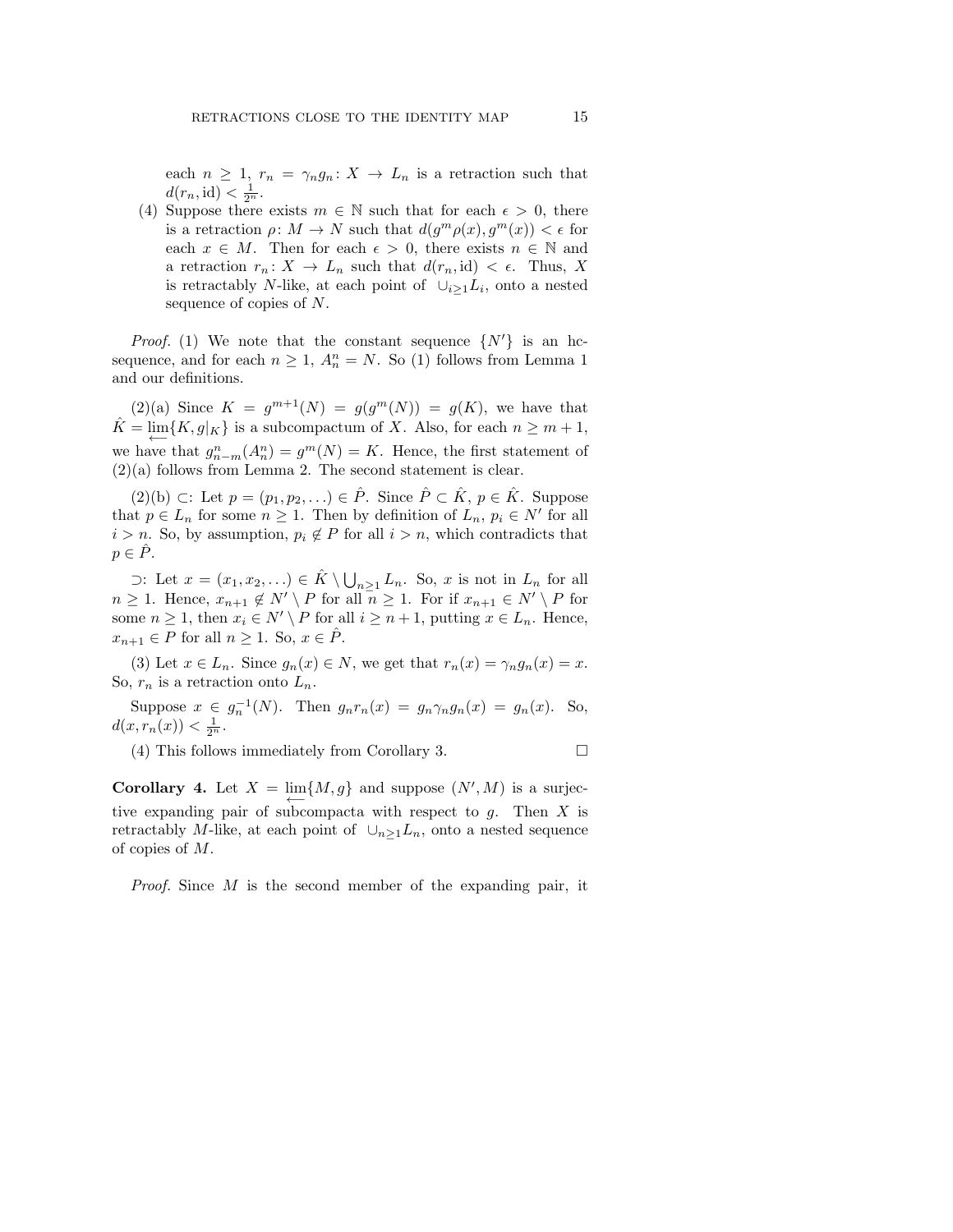each $n \geq 1$, $r_n = \gamma_n g_n \colon X \to L_n$ is a retraction such that $d(r_n, \mathrm{id}) < \frac{1}{2^n}$.

(4) Suppose there exists $m \in \mathbb{N}$ such that for each $\epsilon > 0$, there is a retraction $\rho \colon M \to N$ such that $d(g^m \rho(x), g^m(x)) < \epsilon$ for each $x \in M$. Then for each $\epsilon > 0$, there exists $n \in \mathbb{N}$ and a retraction $r_n \colon X \to L_n$ such that $d(r_n, \mathrm{id}) < \epsilon$. Thus, $X$ is retractably $N$-like, at each point of $\cup_{i \geq 1} L_i$, onto a nested sequence of copies of $N$.

*Proof.* (1) We note that the constant sequence $\{N'\}$ is an hc-sequence, and for each $n \geq 1$, $A_n^n = N$. So (1) follows from Lemma 1 and our definitions.

(2)(a) Since $K = g^{m+1}(N) = g(g^m(N)) = g(K)$, we have that $\hat{K} = \varprojlim\{K, g|_K\}$ is a subcompactum of $X$. Also, for each $n \geq m+1$, we have that $g^n_{n-m}(A^n_n) = g^m(N) = K$. Hence, the first statement of (2)(a) follows from Lemma 2. The second statement is clear.

(2)(b) $\subset$: Let $p = (p_1, p_2, \ldots) \in \hat{P}$. Since $\hat{P} \subset \hat{K}$, $p \in \hat{K}$. Suppose that $p \in L_n$ for some $n \geq 1$. Then by definition of $L_n$, $p_i \in N'$ for all $i > n$. So, by assumption, $p_i \notin P$ for all $i > n$, which contradicts that $p \in \hat{P}$.

$\supset$: Let $x = (x_1, x_2, \ldots) \in \hat{K} \setminus \bigcup_{n \geq 1} L_n$. So, $x$ is not in $L_n$ for all $n \geq 1$. Hence, $x_{n+1} \notin N' \setminus P$ for all $n \geq 1$. For if $x_{n+1} \in N' \setminus P$ for some $n \geq 1$, then $x_i \in N' \setminus P$ for all $i \geq n+1$, putting $x \in L_n$. Hence, $x_{n+1} \in P$ for all $n \geq 1$. So, $x \in \hat{P}$.

(3) Let $x \in L_n$. Since $g_n(x) \in N$, we get that $r_n(x) = \gamma_n g_n(x) = x$. So, $r_n$ is a retraction onto $L_n$.

Suppose $x \in g_n^{-1}(N)$. Then $g_n r_n(x) = g_n \gamma_n g_n(x) = g_n(x)$. So, $d(x, r_n(x)) < \frac{1}{2^n}$.

(4) This follows immediately from Corollary 3. $\square$

**Corollary 4.** Let $X = \varprojlim\{M, g\}$ and suppose $(N', M)$ is a surjective expanding pair of subcompacta with respect to $g$. Then $X$ is retractably $M$-like, at each point of $\cup_{n \geq 1} L_n$, onto a nested sequence of copies of $M$.

*Proof.* Since $M$ is the second member of the expanding pair, it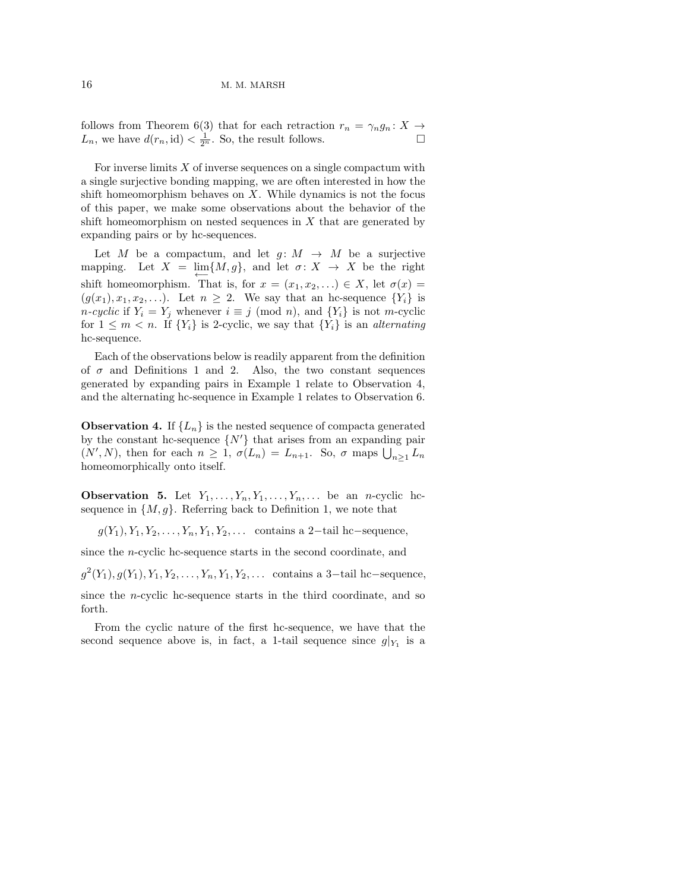follows from Theorem 6(3) that for each retraction $r_n = \gamma_n g_n \colon X \to L_n$, we have $d(r_n, \mathrm{id}) < \frac{1}{2^n}$. So, the result follows. $\square$

For inverse limits $X$ of inverse sequences on a single compactum with a single surjective bonding mapping, we are often interested in how the shift homeomorphism behaves on $X$. While dynamics is not the focus of this paper, we make some observations about the behavior of the shift homeomorphism on nested sequences in $X$ that are generated by expanding pairs or by hc-sequences.

Let $M$ be a compactum, and let $g \colon M \to M$ be a surjective mapping. Let $X = \varprojlim\{M, g\}$, and let $\sigma \colon X \to X$ be the right shift homeomorphism. That is, for $x = (x_1, x_2, \ldots) \in X$, let $\sigma(x) = (g(x_1), x_1, x_2, \ldots)$. Let $n \geq 2$. We say that an hc-sequence $\{Y_i\}$ is *$n$-cyclic* if $Y_i = Y_j$ whenever $i \equiv j \pmod{n}$, and $\{Y_i\}$ is not $m$-cyclic for $1 \leq m < n$. If $\{Y_i\}$ is 2-cyclic, we say that $\{Y_i\}$ is an *alternating* hc-sequence.

Each of the observations below is readily apparent from the definition of $\sigma$ and Definitions 1 and 2. Also, the two constant sequences generated by expanding pairs in Example 1 relate to Observation 4, and the alternating hc-sequence in Example 1 relates to Observation 6.

**Observation 4.** If $\{L_n\}$ is the nested sequence of compacta generated by the constant hc-sequence $\{N'\}$ that arises from an expanding pair $(N', N)$, then for each $n \geq 1$, $\sigma(L_n) = L_{n+1}$. So, $\sigma$ maps $\bigcup_{n \geq 1} L_n$ homeomorphically onto itself.

**Observation 5.** Let $Y_1, \ldots, Y_n, Y_1, \ldots, Y_n, \ldots$ be an $n$-cyclic hc-sequence in $\{M, g\}$. Referring back to Definition 1, we note that

$$g(Y_1), Y_1, Y_2, \ldots, Y_n, Y_1, Y_2, \ldots \quad \text{contains a } 2\text{−tail hc−sequence},$$

since the $n$-cyclic hc-sequence starts in the second coordinate, and

$$g^2(Y_1), g(Y_1), Y_1, Y_2, \ldots, Y_n, Y_1, Y_2, \ldots \quad \text{contains a } 3\text{−tail hc−sequence},$$

since the $n$-cyclic hc-sequence starts in the third coordinate, and so forth.

From the cyclic nature of the first hc-sequence, we have that the second sequence above is, in fact, a 1-tail sequence since $g|_{Y_1}$ is a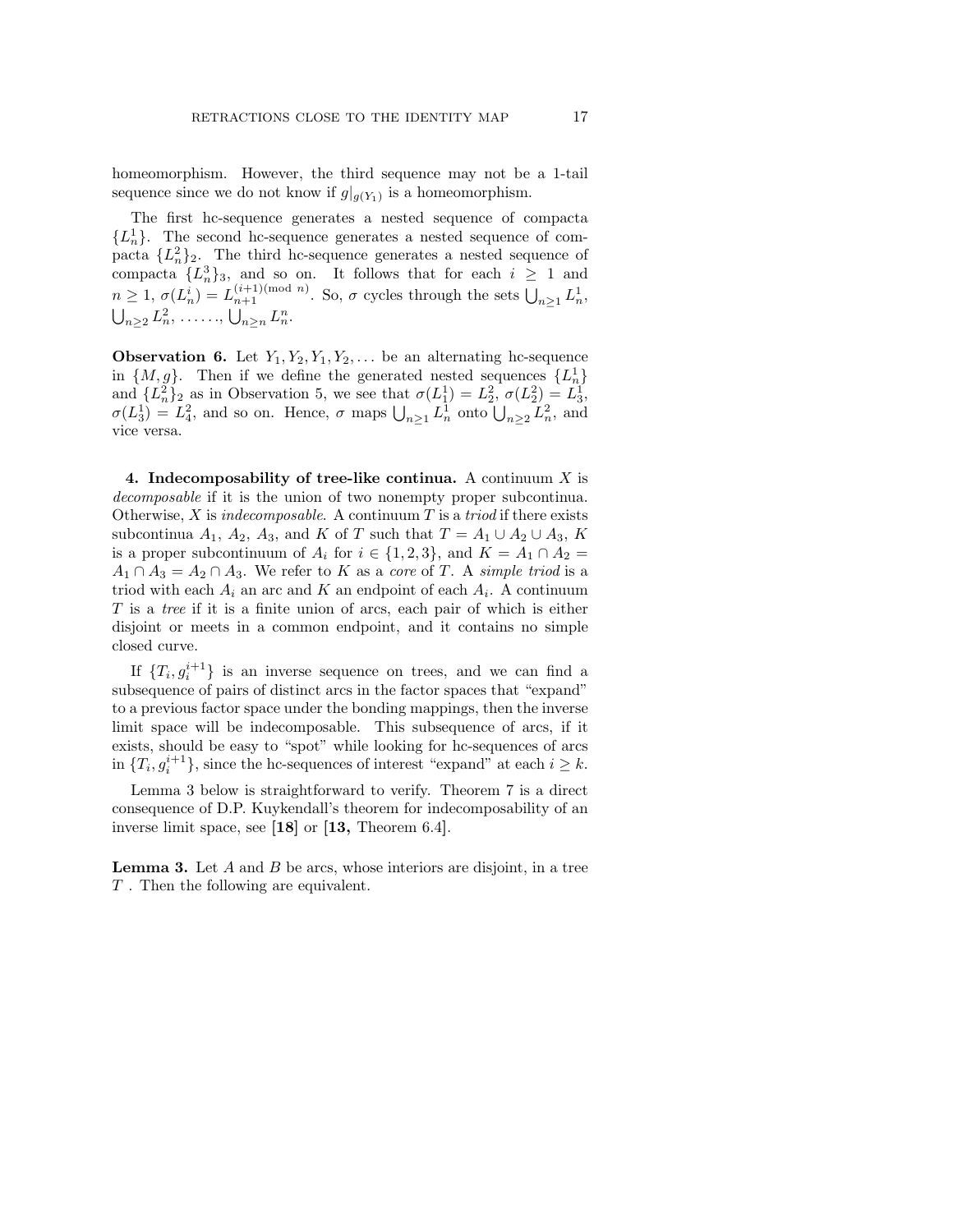homeomorphism. However, the third sequence may not be a 1-tail sequence since we do not know if $g|_{g(Y_1)}$ is a homeomorphism.

The first hc-sequence generates a nested sequence of compacta $\{L_n^1\}$. The second hc-sequence generates a nested sequence of compacta $\{L_n^2\}_2$. The third hc-sequence generates a nested sequence of compacta $\{L_n^3\}_3$, and so on. It follows that for each $i \geq 1$ and $n \geq 1$, $\sigma(L_n^i) = L_{n+1}^{(i+1)(\text{mod } n)}$. So, $\sigma$ cycles through the sets $\bigcup_{n\geq 1} L_n^1$, $\bigcup_{n\geq 2} L_n^2$, ......, $\bigcup_{n\geq n} L_n^n$.

**Observation 6.** Let $Y_1, Y_2, Y_1, Y_2, \ldots$ be an alternating hc-sequence in $\{M, g\}$. Then if we define the generated nested sequences $\{L_n^1\}$ and $\{L_n^2\}_2$ as in Observation 5, we see that $\sigma(L_1^1) = L_2^2$, $\sigma(L_2^2) = L_3^1$, $\sigma(L_3^1) = L_4^2$, and so on. Hence, $\sigma$ maps $\bigcup_{n\geq 1} L_n^1$ onto $\bigcup_{n\geq 2} L_n^2$, and vice versa.

**4. Indecomposability of tree-like continua.** A continuum $X$ is *decomposable* if it is the union of two nonempty proper subcontinua. Otherwise, $X$ is *indecomposable*. A continuum $T$ is a *triod* if there exists subcontinua $A_1$, $A_2$, $A_3$, and $K$ of $T$ such that $T = A_1 \cup A_2 \cup A_3$, $K$ is a proper subcontinuum of $A_i$ for $i \in \{1, 2, 3\}$, and $K = A_1 \cap A_2 = A_1 \cap A_3 = A_2 \cap A_3$. We refer to $K$ as a *core* of $T$. A *simple triod* is a triod with each $A_i$ an arc and $K$ an endpoint of each $A_i$. A continuum $T$ is a *tree* if it is a finite union of arcs, each pair of which is either disjoint or meets in a common endpoint, and it contains no simple closed curve.

If $\{T_i, g_i^{i+1}\}$ is an inverse sequence on trees, and we can find a subsequence of pairs of distinct arcs in the factor spaces that "expand" to a previous factor space under the bonding mappings, then the inverse limit space will be indecomposable. This subsequence of arcs, if it exists, should be easy to "spot" while looking for hc-sequences of arcs in $\{T_i, g_i^{i+1}\}$, since the hc-sequences of interest "expand" at each $i \geq k$.

Lemma 3 below is straightforward to verify. Theorem 7 is a direct consequence of D.P. Kuykendall's theorem for indecomposability of an inverse limit space, see **[18]** or **[13,** Theorem 6.4].

**Lemma 3.** Let $A$ and $B$ be arcs, whose interiors are disjoint, in a tree $T$ . Then the following are equivalent.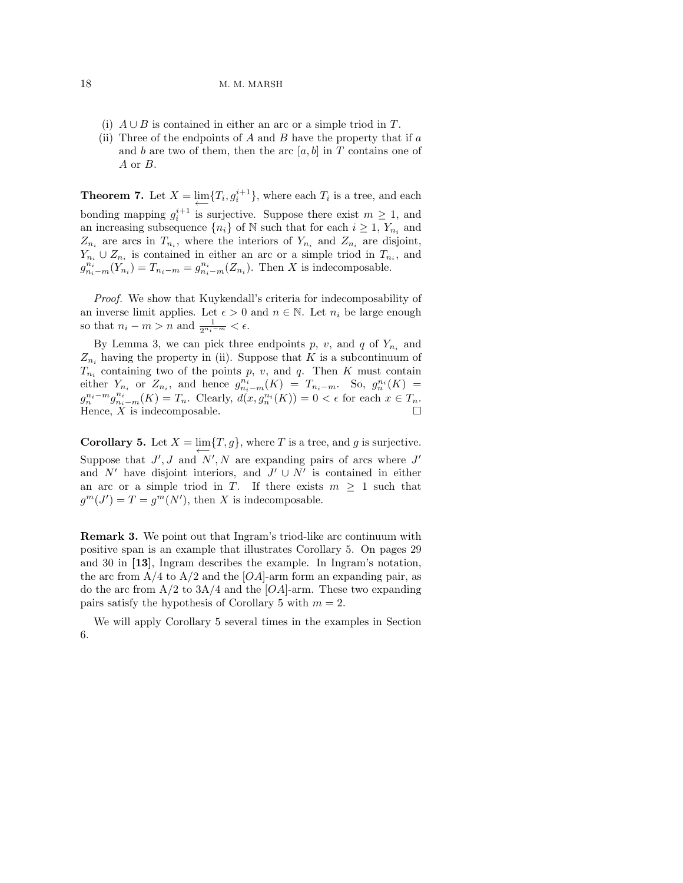(i) $A \cup B$ is contained in either an arc or a simple triod in $T$.

(ii) Three of the endpoints of $A$ and $B$ have the property that if $a$ and $b$ are two of them, then the arc $[a, b]$ in $T$ contains one of $A$ or $B$.

**Theorem 7.** Let $X = \varprojlim\{T_i, g_i^{i+1}\}$, where each $T_i$ is a tree, and each bonding mapping $g_i^{i+1}$ is surjective. Suppose there exist $m \geq 1$, and an increasing subsequence $\{n_i\}$ of $\mathbb{N}$ such that for each $i \geq 1$, $Y_{n_i}$ and $Z_{n_i}$ are arcs in $T_{n_i}$, where the interiors of $Y_{n_i}$ and $Z_{n_i}$ are disjoint, $Y_{n_i} \cup Z_{n_i}$ is contained in either an arc or a simple triod in $T_{n_i}$, and $g_{n_i-m}^{n_i}(Y_{n_i}) = T_{n_i-m} = g_{n_i-m}^{n_i}(Z_{n_i})$. Then $X$ is indecomposable.

*Proof.* We show that Kuykendall's criteria for indecomposability of an inverse limit applies. Let $\epsilon > 0$ and $n \in \mathbb{N}$. Let $n_i$ be large enough so that $n_i - m > n$ and $\frac{1}{2^{n_i-m}} < \epsilon$.

By Lemma 3, we can pick three endpoints $p$, $v$, and $q$ of $Y_{n_i}$ and $Z_{n_i}$ having the property in (ii). Suppose that $K$ is a subcontinuum of $T_{n_i}$ containing two of the points $p$, $v$, and $q$. Then $K$ must contain either $Y_{n_i}$ or $Z_{n_i}$, and hence $g_{n_i-m}^{n_i}(K) = T_{n_i-m}$. So, $g_n^{n_i}(K) = g_n^{n_i-m} g_{n_i-m}^{n_i}(K) = T_n$. Clearly, $d(x, g_n^{n_i}(K)) = 0 < \epsilon$ for each $x \in T_n$. Hence, $X$ is indecomposable. □

**Corollary 5.** Let $X = \varprojlim\{T, g\}$, where $T$ is a tree, and $g$ is surjective. Suppose that $J', J$ and $N', N$ are expanding pairs of arcs where $J'$ and $N'$ have disjoint interiors, and $J' \cup N'$ is contained in either an arc or a simple triod in $T$. If there exists $m \geq 1$ such that $g^m(J') = T = g^m(N')$, then $X$ is indecomposable.

**Remark 3.** We point out that Ingram's triod-like arc continuum with positive span is an example that illustrates Corollary 5. On pages 29 and 30 in **[13]**, Ingram describes the example. In Ingram's notation, the arc from A/4 to A/2 and the $[OA]$-arm form an expanding pair, as do the arc from A/2 to 3A/4 and the $[OA]$-arm. These two expanding pairs satisfy the hypothesis of Corollary 5 with $m = 2$.

We will apply Corollary 5 several times in the examples in Section 6.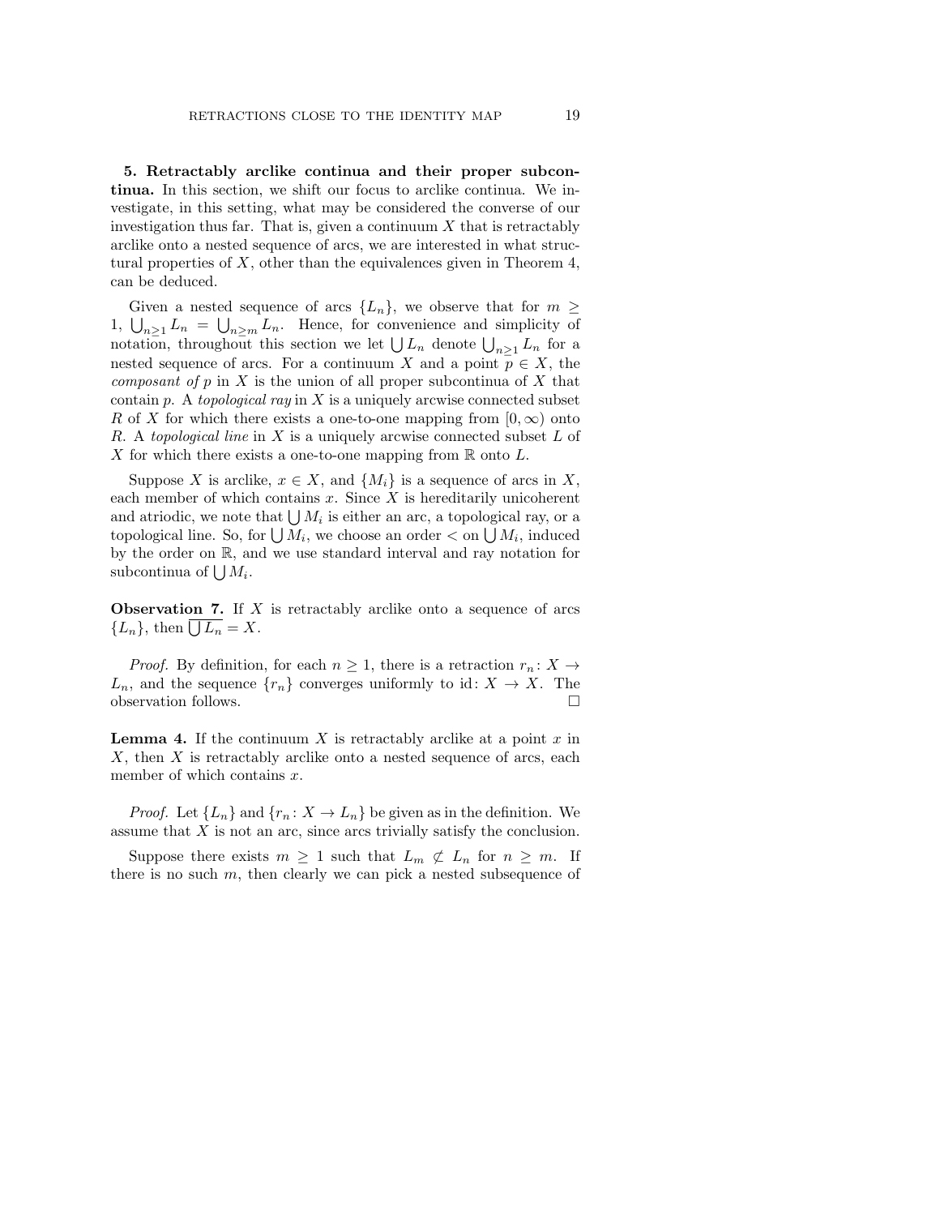**5. Retractably arclike continua and their proper subcontinua.** In this section, we shift our focus to arclike continua. We investigate, in this setting, what may be considered the converse of our investigation thus far. That is, given a continuum $X$ that is retractably arclike onto a nested sequence of arcs, we are interested in what structural properties of $X$, other than the equivalences given in Theorem 4, can be deduced.

Given a nested sequence of arcs $\{L_n\}$, we observe that for $m \geq 1$, $\bigcup_{n\geq 1} L_n = \bigcup_{n\geq m} L_n$. Hence, for convenience and simplicity of notation, throughout this section we let $\bigcup L_n$ denote $\bigcup_{n\geq 1} L_n$ for a nested sequence of arcs. For a continuum $X$ and a point $p \in X$, the *composant of* $p$ in $X$ is the union of all proper subcontinua of $X$ that contain $p$. A *topological ray* in $X$ is a uniquely arcwise connected subset $R$ of $X$ for which there exists a one-to-one mapping from $[0, \infty)$ onto $R$. A *topological line* in $X$ is a uniquely arcwise connected subset $L$ of $X$ for which there exists a one-to-one mapping from $\mathbb{R}$ onto $L$.

Suppose $X$ is arclike, $x \in X$, and $\{M_i\}$ is a sequence of arcs in $X$, each member of which contains $x$. Since $X$ is hereditarily unicoherent and atriodic, we note that $\bigcup M_i$ is either an arc, a topological ray, or a topological line. So, for $\bigcup M_i$, we choose an order $<$ on $\bigcup M_i$, induced by the order on $\mathbb{R}$, and we use standard interval and ray notation for subcontinua of $\bigcup M_i$.

**Observation 7.** If $X$ is retractably arclike onto a sequence of arcs $\{L_n\}$, then $\overline{\bigcup L_n} = X$.

*Proof.* By definition, for each $n \geq 1$, there is a retraction $r_n \colon X \to L_n$, and the sequence $\{r_n\}$ converges uniformly to $\mathrm{id} \colon X \to X$. The observation follows. $\square$

**Lemma 4.** If the continuum $X$ is retractably arclike at a point $x$ in $X$, then $X$ is retractably arclike onto a nested sequence of arcs, each member of which contains $x$.

*Proof.* Let $\{L_n\}$ and $\{r_n \colon X \to L_n\}$ be given as in the definition. We assume that $X$ is not an arc, since arcs trivially satisfy the conclusion.

Suppose there exists $m \geq 1$ such that $L_m \not\subset L_n$ for $n \geq m$. If there is no such $m$, then clearly we can pick a nested subsequence of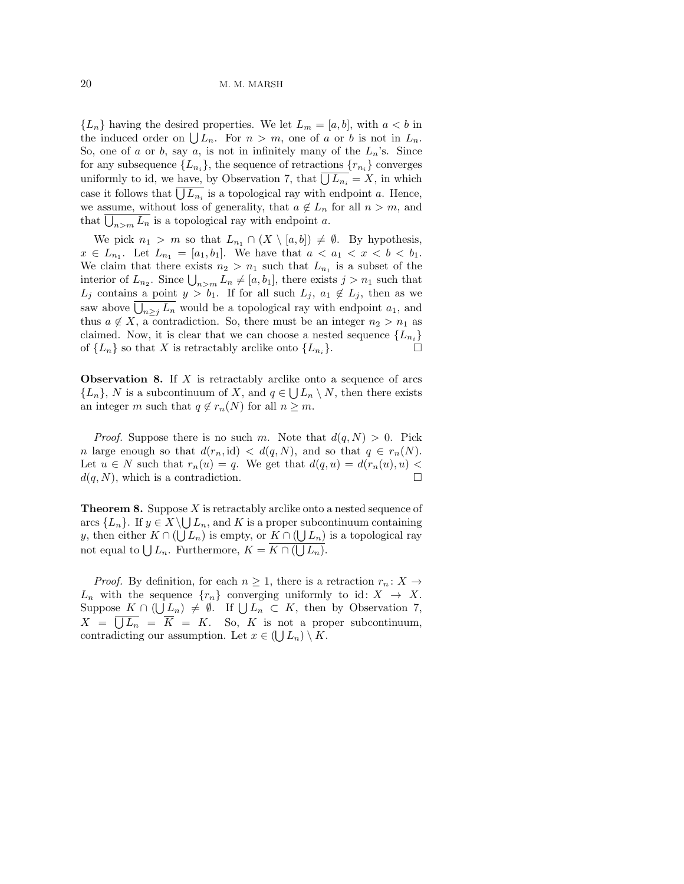$\{L_n\}$ having the desired properties. We let $L_m = [a,b]$, with $a < b$ in the induced order on $\bigcup L_n$. For $n > m$, one of $a$ or $b$ is not in $L_n$. So, one of $a$ or $b$, say $a$, is not in infinitely many of the $L_n$'s. Since for any subsequence $\{L_{n_i}\}$, the sequence of retractions $\{r_{n_i}\}$ converges uniformly to id, we have, by Observation 7, that $\overline{\bigcup L_{n_i}} = X$, in which case it follows that $\overline{\bigcup L_{n_i}}$ is a topological ray with endpoint $a$. Hence, we assume, without loss of generality, that $a \notin L_n$ for all $n > m$, and that $\overline{\bigcup_{n>m} L_n}$ is a topological ray with endpoint $a$.

We pick $n_1 > m$ so that $L_{n_1} \cap (X \setminus [a,b]) \neq \emptyset$. By hypothesis, $x \in L_{n_1}$. Let $L_{n_1} = [a_1, b_1]$. We have that $a < a_1 < x < b < b_1$. We claim that there exists $n_2 > n_1$ such that $L_{n_1}$ is a subset of the interior of $L_{n_2}$. Since $\bigcup_{n>m} L_n \neq [a, b_1]$, there exists $j > n_1$ such that $L_j$ contains a point $y > b_1$. If for all such $L_j$, $a_1 \notin L_j$, then as we saw above $\overline{\bigcup_{n\geq j} L_n}$ would be a topological ray with endpoint $a_1$, and thus $a \notin X$, a contradiction. So, there must be an integer $n_2 > n_1$ as claimed. Now, it is clear that we can choose a nested sequence $\{L_{n_i}\}$ of $\{L_n\}$ so that $X$ is retractably arclike onto $\{L_{n_i}\}$. $\square$

**Observation 8.** If $X$ is retractably arclike onto a sequence of arcs $\{L_n\}$, $N$ is a subcontinuum of $X$, and $q \in \bigcup L_n \setminus N$, then there exists an integer $m$ such that $q \notin r_n(N)$ for all $n \geq m$.

*Proof.* Suppose there is no such $m$. Note that $d(q, N) > 0$. Pick $n$ large enough so that $d(r_n, \text{id}) < d(q, N)$, and so that $q \in r_n(N)$. Let $u \in N$ such that $r_n(u) = q$. We get that $d(q, u) = d(r_n(u), u) < d(q, N)$, which is a contradiction. $\square$

**Theorem 8.** Suppose $X$ is retractably arclike onto a nested sequence of arcs $\{L_n\}$. If $y \in X \setminus \bigcup L_n$, and $K$ is a proper subcontinuum containing $y$, then either $K \cap (\bigcup L_n)$ is empty, or $\overline{K \cap (\bigcup L_n)}$ is a topological ray not equal to $\bigcup L_n$. Furthermore, $K = \overline{K \cap (\bigcup L_n)}$.

*Proof.* By definition, for each $n \geq 1$, there is a retraction $r_n \colon X \to L_n$ with the sequence $\{r_n\}$ converging uniformly to $\text{id} \colon X \to X$. Suppose $K \cap (\bigcup L_n) \neq \emptyset$. If $\bigcup L_n \subset K$, then by Observation 7, $X = \overline{\bigcup L_n} = \overline{K} = K$. So, $K$ is not a proper subcontinuum, contradicting our assumption. Let $x \in (\bigcup L_n) \setminus K$.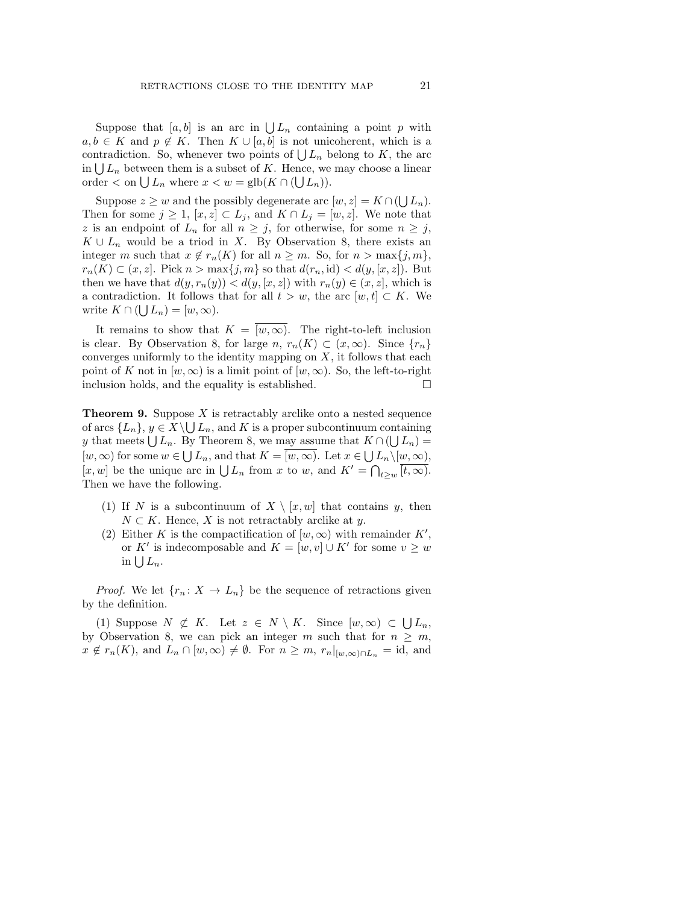Suppose that $[a,b]$ is an arc in $\bigcup L_n$ containing a point $p$ with $a, b \in K$ and $p \notin K$. Then $K \cup [a,b]$ is not unicoherent, which is a contradiction. So, whenever two points of $\bigcup L_n$ belong to $K$, the arc in $\bigcup L_n$ between them is a subset of $K$. Hence, we may choose a linear order $<$ on $\bigcup L_n$ where $x < w = \operatorname{glb}(K \cap (\bigcup L_n))$.

Suppose $z \geq w$ and the possibly degenerate arc $[w,z] = K \cap (\bigcup L_n)$. Then for some $j \geq 1$, $[x,z] \subset L_j$, and $K \cap L_j = [w,z]$. We note that $z$ is an endpoint of $L_n$ for all $n \geq j$, for otherwise, for some $n \geq j$, $K \cup L_n$ would be a triod in $X$. By Observation 8, there exists an integer $m$ such that $x \notin r_n(K)$ for all $n \geq m$. So, for $n > \max\{j, m\}$, $r_n(K) \subset (x, z]$. Pick $n > \max\{j, m\}$ so that $d(r_n, \mathrm{id}) < d(y, [x,z])$. But then we have that $d(y, r_n(y)) < d(y, [x,z])$ with $r_n(y) \in (x,z]$, which is a contradiction. It follows that for all $t > w$, the arc $[w,t] \subset K$. We write $K \cap (\bigcup L_n) = [w, \infty)$.

It remains to show that $K = \overline{[w,\infty)}$. The right-to-left inclusion is clear. By Observation 8, for large $n$, $r_n(K) \subset (x, \infty)$. Since $\{r_n\}$ converges uniformly to the identity mapping on $X$, it follows that each point of $K$ not in $[w,\infty)$ is a limit point of $[w, \infty)$. So, the left-to-right inclusion holds, and the equality is established. $\square$

**Theorem 9.** Suppose $X$ is retractably arclike onto a nested sequence of arcs $\{L_n\}$, $y \in X \setminus \bigcup L_n$, and $K$ is a proper subcontinuum containing $y$ that meets $\bigcup L_n$. By Theorem 8, we may assume that $K \cap (\bigcup L_n) = [w, \infty)$ for some $w \in \bigcup L_n$, and that $K = \overline{[w,\infty)}$. Let $x \in \bigcup L_n \setminus [w, \infty)$, $[x,w]$ be the unique arc in $\bigcup L_n$ from $x$ to $w$, and $K' = \bigcap_{t \geq w} \overline{[t, \infty)}$. Then we have the following.

1. If $N$ is a subcontinuum of $X \setminus [x,w]$ that contains $y$, then $N \subset K$. Hence, $X$ is not retractably arclike at $y$.
2. Either $K$ is the compactification of $[w, \infty)$ with remainder $K'$, or $K'$ is indecomposable and $K = [w,v] \cup K'$ for some $v \geq w$ in $\bigcup L_n$.

*Proof.* We let $\{r_n \colon X \to L_n\}$ be the sequence of retractions given by the definition.

(1) Suppose $N \not\subset K$. Let $z \in N \setminus K$. Since $[w,\infty) \subset \bigcup L_n$, by Observation 8, we can pick an integer $m$ such that for $n \geq m$, $x \notin r_n(K)$, and $L_n \cap [w, \infty) \neq \emptyset$. For $n \geq m$, $r_n|_{[w,\infty) \cap L_n} = \mathrm{id}$, and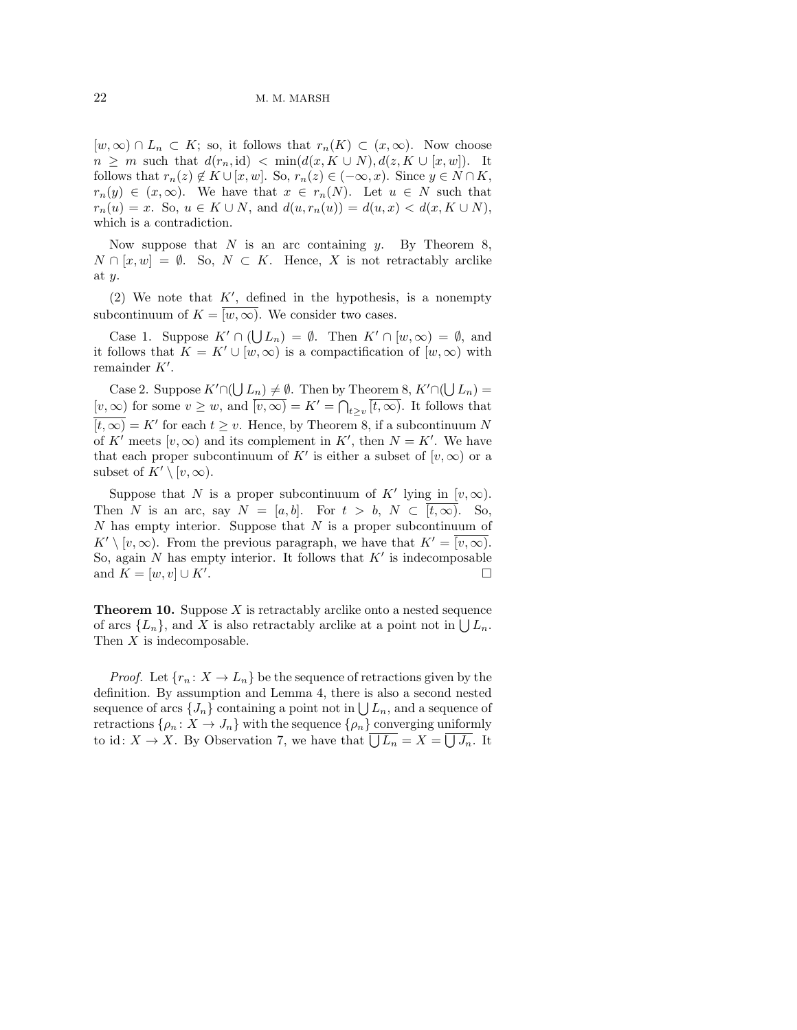$[w,\infty) \cap L_n \subset K$; so, it follows that $r_n(K) \subset (x,\infty)$. Now choose $n \geq m$ such that $d(r_n, \mathrm{id}) < \min(d(x, K \cup N), d(z, K \cup [x,w])$. It follows that $r_n(z) \notin K \cup [x,w]$. So, $r_n(z) \in (-\infty, x)$. Since $y \in N \cap K$, $r_n(y) \in (x,\infty)$. We have that $x \in r_n(N)$. Let $u \in N$ such that $r_n(u) = x$. So, $u \in K \cup N$, and $d(u, r_n(u)) = d(u,x) < d(x, K \cup N)$, which is a contradiction.

Now suppose that $N$ is an arc containing $y$. By Theorem 8, $N \cap [x,w] = \emptyset$. So, $N \subset K$. Hence, $X$ is not retractably arclike at $y$.

(2) We note that $K'$, defined in the hypothesis, is a nonempty subcontinuum of $K = \overline{[w,\infty)}$. We consider two cases.

Case 1. Suppose $K' \cap (\bigcup L_n) = \emptyset$. Then $K' \cap [w,\infty) = \emptyset$, and it follows that $K = K' \cup [w,\infty)$ is a compactification of $[w,\infty)$ with remainder $K'$.

Case 2. Suppose $K' \cap (\bigcup L_n) \neq \emptyset$. Then by Theorem 8, $K' \cap (\bigcup L_n) = [v,\infty)$ for some $v \geq w$, and $\overline{[v,\infty)} = K' = \bigcap_{t \geq v} \overline{[t,\infty)}$. It follows that $\overline{[t,\infty)} = K'$ for each $t \geq v$. Hence, by Theorem 8, if a subcontinuum $N$ of $K'$ meets $[v,\infty)$ and its complement in $K'$, then $N = K'$. We have that each proper subcontinuum of $K'$ is either a subset of $[v,\infty)$ or a subset of $K' \setminus [v,\infty)$.

Suppose that $N$ is a proper subcontinuum of $K'$ lying in $[v,\infty)$. Then $N$ is an arc, say $N = [a,b]$. For $t > b$, $N \subset \overline{[t,\infty)}$. So, $N$ has empty interior. Suppose that $N$ is a proper subcontinuum of $K' \setminus [v,\infty)$. From the previous paragraph, we have that $K' = \overline{[v,\infty)}$. So, again $N$ has empty interior. It follows that $K'$ is indecomposable and $K = [w,v] \cup K'$. $\square$

**Theorem 10.** Suppose $X$ is retractably arclike onto a nested sequence of arcs $\{L_n\}$, and $X$ is also retractably arclike at a point not in $\bigcup L_n$. Then $X$ is indecomposable.

*Proof.* Let $\{r_n \colon X \to L_n\}$ be the sequence of retractions given by the definition. By assumption and Lemma 4, there is also a second nested sequence of arcs $\{J_n\}$ containing a point not in $\bigcup L_n$, and a sequence of retractions $\{\rho_n \colon X \to J_n\}$ with the sequence $\{\rho_n\}$ converging uniformly to $\mathrm{id}\colon X \to X$. By Observation 7, we have that $\overline{\bigcup L_n} = X = \overline{\bigcup J_n}$. It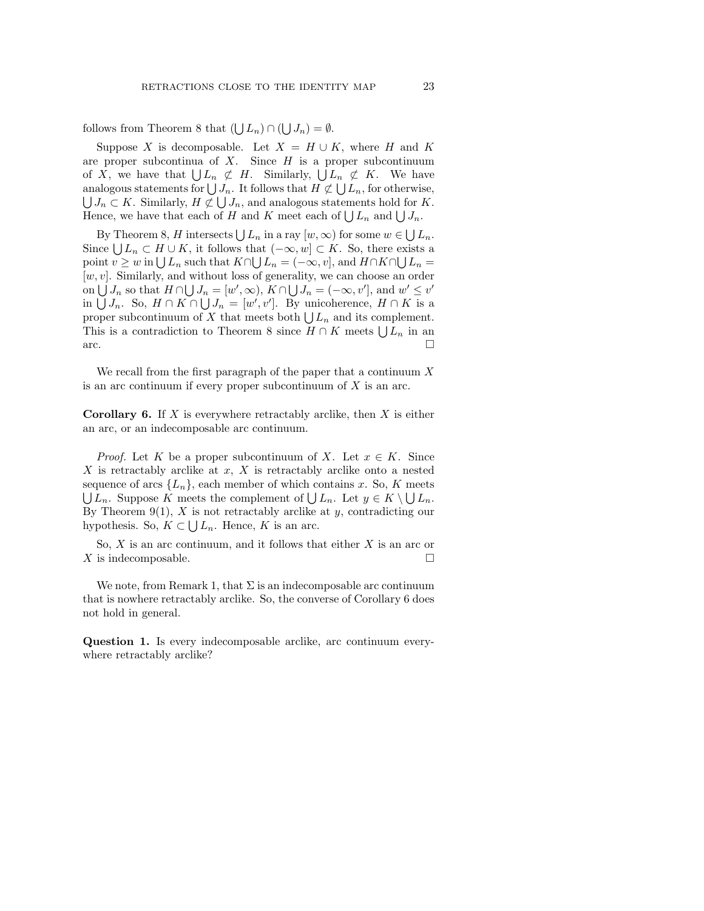follows from Theorem 8 that $(\bigcup L_n) \cap (\bigcup J_n) = \emptyset$.

Suppose $X$ is decomposable. Let $X = H \cup K$, where $H$ and $K$ are proper subcontinua of $X$. Since $H$ is a proper subcontinuum of $X$, we have that $\bigcup L_n \not\subset H$. Similarly, $\bigcup L_n \not\subset K$. We have analogous statements for $\bigcup J_n$. It follows that $H \not\subset \bigcup L_n$, for otherwise, $\bigcup J_n \subset K$. Similarly, $H \not\subset \bigcup J_n$, and analogous statements hold for $K$. Hence, we have that each of $H$ and $K$ meet each of $\bigcup L_n$ and $\bigcup J_n$.

By Theorem 8, $H$ intersects $\bigcup L_n$ in a ray $[w, \infty)$ for some $w \in \bigcup L_n$. Since $\bigcup L_n \subset H \cup K$, it follows that $(-\infty, w] \subset K$. So, there exists a point $v \geq w$ in $\bigcup L_n$ such that $K \cap \bigcup L_n = (-\infty, v]$, and $H \cap K \cap \bigcup L_n = [w, v]$. Similarly, and without loss of generality, we can choose an order on $\bigcup J_n$ so that $H \cap \bigcup J_n = [w', \infty)$, $K \cap \bigcup J_n = (-\infty, v']$, and $w' \leq v'$ in $\bigcup J_n$. So, $H \cap K \cap \bigcup J_n = [w', v']$. By unicoherence, $H \cap K$ is a proper subcontinuum of $X$ that meets both $\bigcup L_n$ and its complement. This is a contradiction to Theorem 8 since $H \cap K$ meets $\bigcup L_n$ in an arc. $\square$

We recall from the first paragraph of the paper that a continuum $X$ is an arc continuum if every proper subcontinuum of $X$ is an arc.

**Corollary 6.** If $X$ is everywhere retractably arclike, then $X$ is either an arc, or an indecomposable arc continuum.

*Proof.* Let $K$ be a proper subcontinuum of $X$. Let $x \in K$. Since $X$ is retractably arclike at $x$, $X$ is retractably arclike onto a nested sequence of arcs $\{L_n\}$, each member of which contains $x$. So, $K$ meets $\bigcup L_n$. Suppose $K$ meets the complement of $\bigcup L_n$. Let $y \in K \setminus \bigcup L_n$. By Theorem 9(1), $X$ is not retractably arclike at $y$, contradicting our hypothesis. So, $K \subset \bigcup L_n$. Hence, $K$ is an arc.

So, $X$ is an arc continuum, and it follows that either $X$ is an arc or $X$ is indecomposable. $\square$

We note, from Remark 1, that $\Sigma$ is an indecomposable arc continuum that is nowhere retractably arclike. So, the converse of Corollary 6 does not hold in general.

**Question 1.** Is every indecomposable arclike, arc continuum everywhere retractably arclike?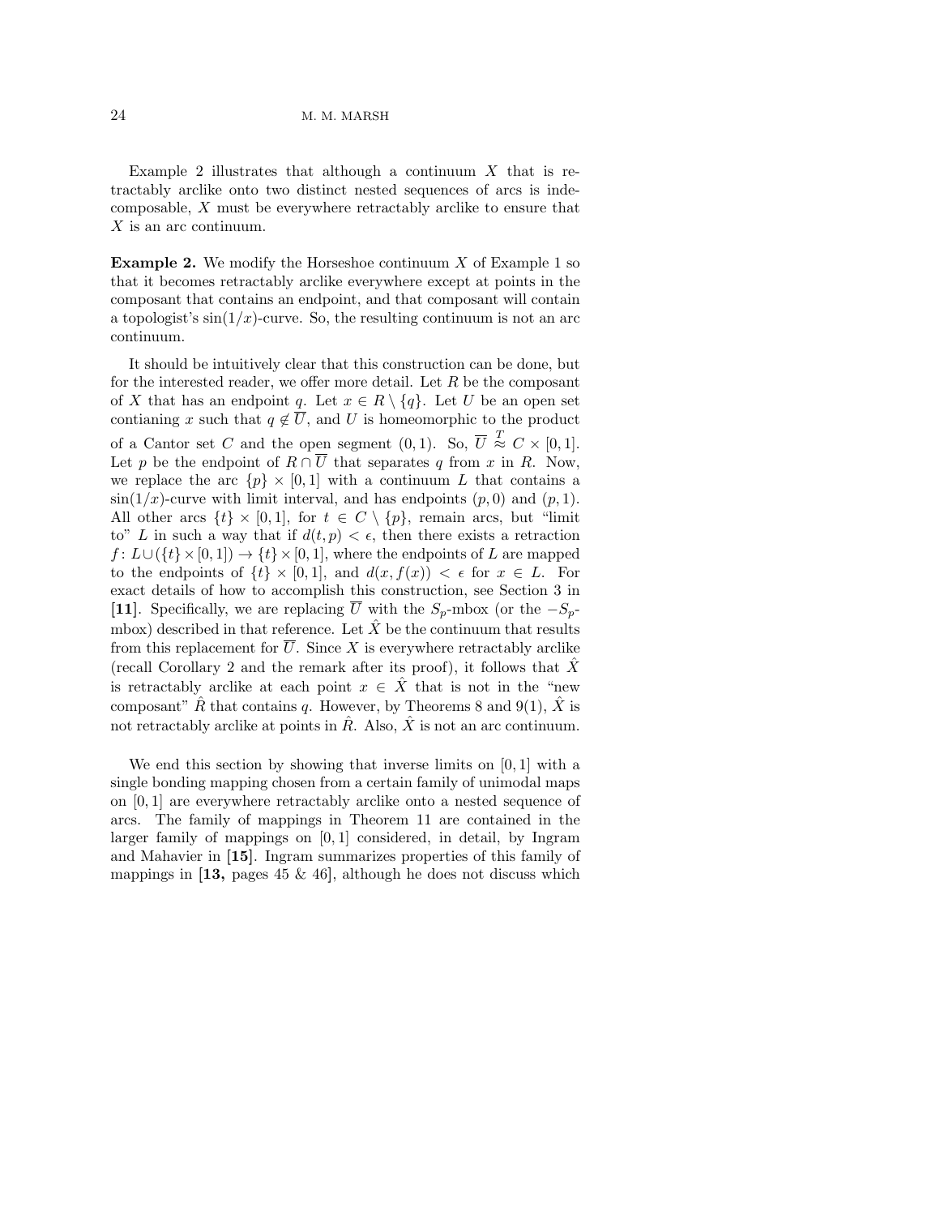Example 2 illustrates that although a continuum $X$ that is retractably arclike onto two distinct nested sequences of arcs is indecomposable, $X$ must be everywhere retractably arclike to ensure that $X$ is an arc continuum.

**Example 2.** We modify the Horseshoe continuum $X$ of Example 1 so that it becomes retractably arclike everywhere except at points in the composant that contains an endpoint, and that composant will contain a topologist's $\sin(1/x)$-curve. So, the resulting continuum is not an arc continuum.

It should be intuitively clear that this construction can be done, but for the interested reader, we offer more detail. Let $R$ be the composant of $X$ that has an endpoint $q$. Let $x \in R \setminus \{q\}$. Let $U$ be an open set contianing $x$ such that $q \notin \overline{U}$, and $U$ is homeomorphic to the product of a Cantor set $C$ and the open segment $(0,1)$. So, $\overline{U} \overset{T}{\approx} C \times [0,1]$. Let $p$ be the endpoint of $R \cap \overline{U}$ that separates $q$ from $x$ in $R$. Now, we replace the arc $\{p\} \times [0,1]$ with a continuum $L$ that contains a $\sin(1/x)$-curve with limit interval, and has endpoints $(p,0)$ and $(p,1)$. All other arcs $\{t\} \times [0,1]$, for $t \in C \setminus \{p\}$, remain arcs, but "limit to" $L$ in such a way that if $d(t,p) < \epsilon$, then there exists a retraction $f\colon L \cup (\{t\} \times [0,1]) \to \{t\} \times [0,1]$, where the endpoints of $L$ are mapped to the endpoints of $\{t\} \times [0,1]$, and $d(x, f(x)) < \epsilon$ for $x \in L$. For exact details of how to accomplish this construction, see Section 3 in **[11]**. Specifically, we are replacing $\overline{U}$ with the $S_p$-mbox (or the $-S_p$-mbox) described in that reference. Let $\hat{X}$ be the continuum that results from this replacement for $\overline{U}$. Since $X$ is everywhere retractably arclike (recall Corollary 2 and the remark after its proof), it follows that $\hat{X}$ is retractably arclike at each point $x \in \hat{X}$ that is not in the "new composant" $\hat{R}$ that contains $q$. However, by Theorems 8 and 9(1), $\hat{X}$ is not retractably arclike at points in $\hat{R}$. Also, $\hat{X}$ is not an arc continuum.

We end this section by showing that inverse limits on $[0,1]$ with a single bonding mapping chosen from a certain family of unimodal maps on $[0,1]$ are everywhere retractably arclike onto a nested sequence of arcs. The family of mappings in Theorem 11 are contained in the larger family of mappings on $[0,1]$ considered, in detail, by Ingram and Mahavier in **[15]**. Ingram summarizes properties of this family of mappings in **[13,** pages 45 & 46**]**, although he does not discuss which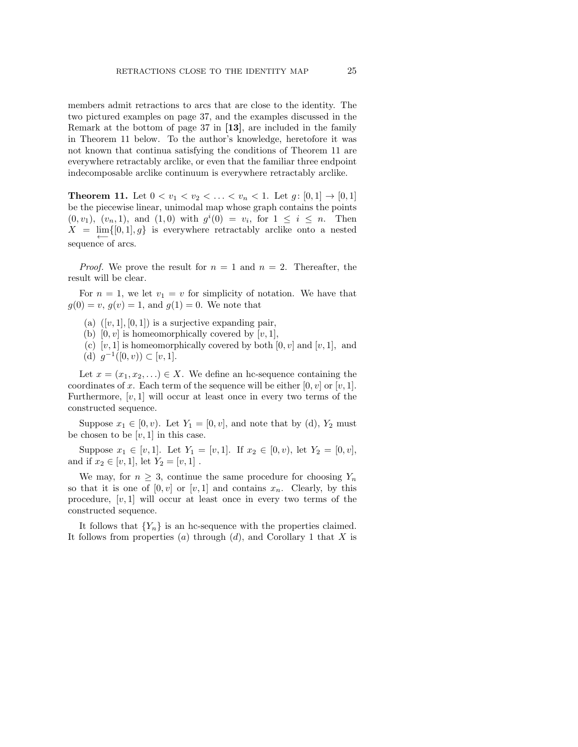members admit retractions to arcs that are close to the identity. The two pictured examples on page 37, and the examples discussed in the Remark at the bottom of page 37 in **[13]**, are included in the family in Theorem 11 below. To the author's knowledge, heretofore it was not known that continua satisfying the conditions of Theorem 11 are everywhere retractably arclike, or even that the familiar three endpoint indecomposable arclike continuum is everywhere retractably arclike.

**Theorem 11.** *Let $0 < v_1 < v_2 < \ldots < v_n < 1$. Let $g\colon [0,1] \to [0,1]$ be the piecewise linear, unimodal map whose graph contains the points $(0, v_1)$, $(v_n, 1)$, and $(1, 0)$ with $g^i(0) = v_i$, for $1 \leq i \leq n$. Then $X = \varprojlim\{[0,1], g\}$ is everywhere retractably arclike onto a nested sequence of arcs.*

*Proof.* We prove the result for $n = 1$ and $n = 2$. Thereafter, the result will be clear.

For $n = 1$, we let $v_1 = v$ for simplicity of notation. We have that $g(0) = v$, $g(v) = 1$, and $g(1) = 0$. We note that

(a) $([v, 1], [0, 1])$ is a surjective expanding pair,
(b) $[0, v]$ is homeomorphically covered by $[v, 1]$,
(c) $[v, 1]$ is homeomorphically covered by both $[0, v]$ and $[v, 1]$, and
(d) $g^{-1}([0, v)) \subset [v, 1]$.

Let $x = (x_1, x_2, \ldots) \in X$. We define an hc-sequence containing the coordinates of $x$. Each term of the sequence will be either $[0, v]$ or $[v, 1]$. Furthermore, $[v, 1]$ will occur at least once in every two terms of the constructed sequence.

Suppose $x_1 \in [0, v)$. Let $Y_1 = [0, v]$, and note that by (d), $Y_2$ must be chosen to be $[v, 1]$ in this case.

Suppose $x_1 \in [v, 1]$. Let $Y_1 = [v, 1]$. If $x_2 \in [0, v)$, let $Y_2 = [0, v]$, and if $x_2 \in [v, 1]$, let $Y_2 = [v, 1]$ .

We may, for $n \geq 3$, continue the same procedure for choosing $Y_n$ so that it is one of $[0, v]$ or $[v, 1]$ and contains $x_n$. Clearly, by this procedure, $[v, 1]$ will occur at least once in every two terms of the constructed sequence.

It follows that $\{Y_n\}$ is an hc-sequence with the properties claimed. It follows from properties $(a)$ through $(d)$, and Corollary 1 that $X$ is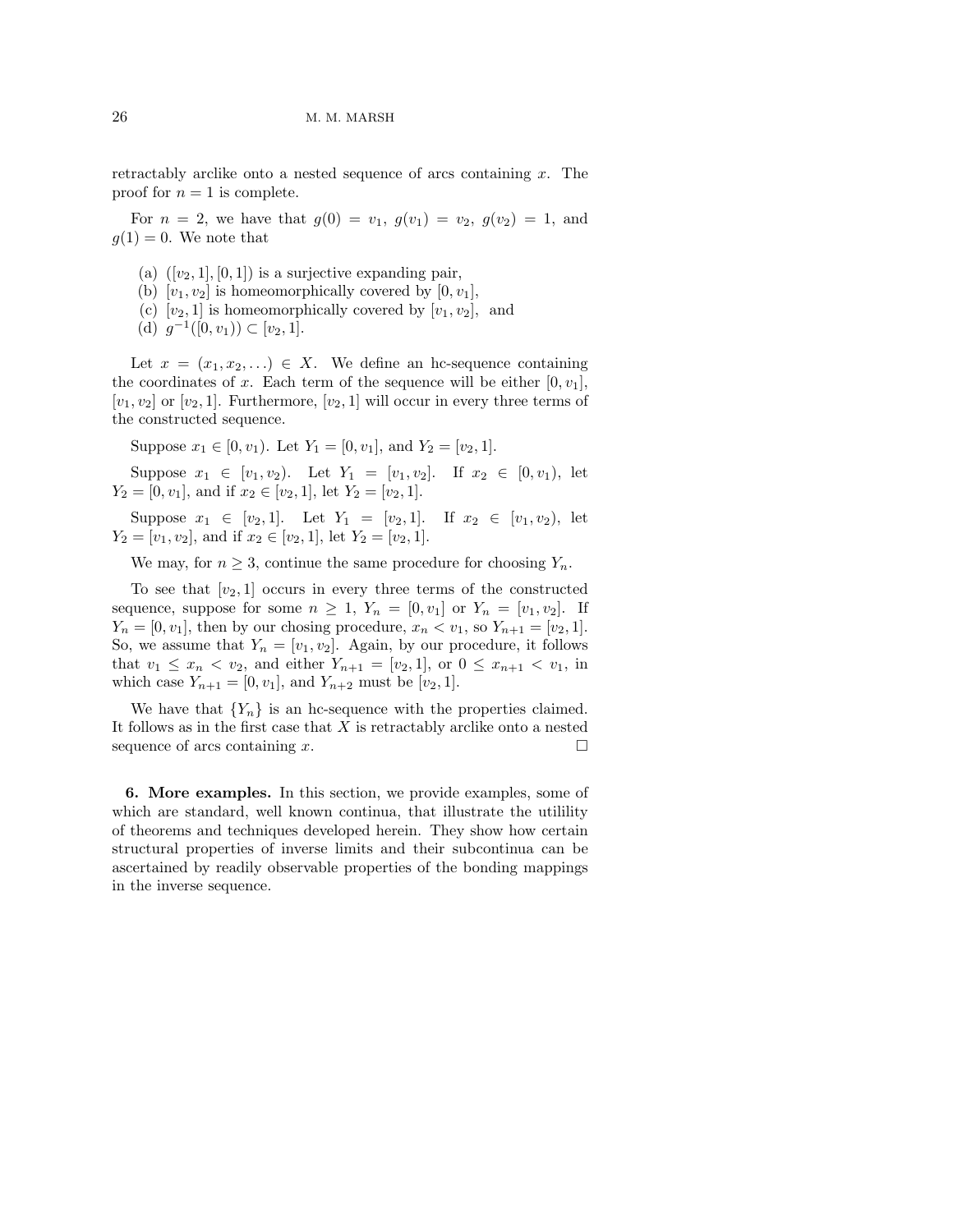retractably arclike onto a nested sequence of arcs containing $x$. The proof for $n = 1$ is complete.

For $n = 2$, we have that $g(0) = v_1$, $g(v_1) = v_2$, $g(v_2) = 1$, and $g(1) = 0$. We note that

(a) $([v_2, 1], [0, 1])$ is a surjective expanding pair,
(b) $[v_1, v_2]$ is homeomorphically covered by $[0, v_1]$,
(c) $[v_2, 1]$ is homeomorphically covered by $[v_1, v_2]$, and
(d) $g^{-1}([0, v_1)) \subset [v_2, 1]$.

Let $x = (x_1, x_2, \ldots) \in X$. We define an hc-sequence containing the coordinates of $x$. Each term of the sequence will be either $[0, v_1]$, $[v_1, v_2]$ or $[v_2, 1]$. Furthermore, $[v_2, 1]$ will occur in every three terms of the constructed sequence.

Suppose $x_1 \in [0, v_1)$. Let $Y_1 = [0, v_1]$, and $Y_2 = [v_2, 1]$.

Suppose $x_1 \in [v_1, v_2)$. Let $Y_1 = [v_1, v_2]$. If $x_2 \in [0, v_1)$, let $Y_2 = [0, v_1]$, and if $x_2 \in [v_2, 1]$, let $Y_2 = [v_2, 1]$.

Suppose $x_1 \in [v_2, 1]$. Let $Y_1 = [v_2, 1]$. If $x_2 \in [v_1, v_2)$, let $Y_2 = [v_1, v_2]$, and if $x_2 \in [v_2, 1]$, let $Y_2 = [v_2, 1]$.

We may, for $n \geq 3$, continue the same procedure for choosing $Y_n$.

To see that $[v_2, 1]$ occurs in every three terms of the constructed sequence, suppose for some $n \geq 1$, $Y_n = [0, v_1]$ or $Y_n = [v_1, v_2]$. If $Y_n = [0, v_1]$, then by our chosing procedure, $x_n < v_1$, so $Y_{n+1} = [v_2, 1]$. So, we assume that $Y_n = [v_1, v_2]$. Again, by our procedure, it follows that $v_1 \leq x_n < v_2$, and either $Y_{n+1} = [v_2, 1]$, or $0 \leq x_{n+1} < v_1$, in which case $Y_{n+1} = [0, v_1]$, and $Y_{n+2}$ must be $[v_2, 1]$.

We have that $\{Y_n\}$ is an hc-sequence with the properties claimed. It follows as in the first case that $X$ is retractably arclike onto a nested sequence of arcs containing $x$. □

**6. More examples.** In this section, we provide examples, some of which are standard, well known continua, that illustrate the utilility of theorems and techniques developed herein. They show how certain structural properties of inverse limits and their subcontinua can be ascertained by readily observable properties of the bonding mappings in the inverse sequence.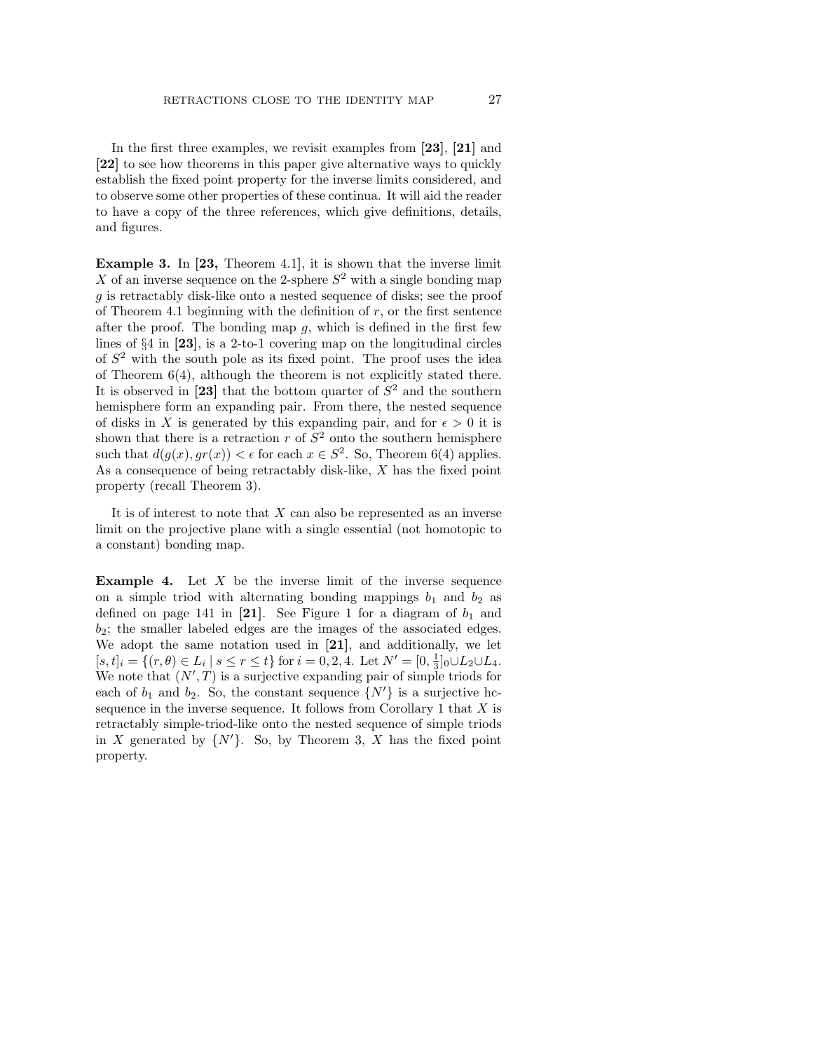In the first three examples, we revisit examples from **[23]**, **[21]** and **[22]** to see how theorems in this paper give alternative ways to quickly establish the fixed point property for the inverse limits considered, and to observe some other properties of these continua. It will aid the reader to have a copy of the three references, which give definitions, details, and figures.

**Example 3.** In **[23,** Theorem 4.1], it is shown that the inverse limit $X$ of an inverse sequence on the 2-sphere $S^2$ with a single bonding map $g$ is retractably disk-like onto a nested sequence of disks; see the proof of Theorem 4.1 beginning with the definition of $r$, or the first sentence after the proof. The bonding map $g$, which is defined in the first few lines of §4 in **[23]**, is a 2-to-1 covering map on the longitudinal circles of $S^2$ with the south pole as its fixed point. The proof uses the idea of Theorem 6(4), although the theorem is not explicitly stated there. It is observed in **[23]** that the bottom quarter of $S^2$ and the southern hemisphere form an expanding pair. From there, the nested sequence of disks in $X$ is generated by this expanding pair, and for $\epsilon > 0$ it is shown that there is a retraction $r$ of $S^2$ onto the southern hemisphere such that $d(g(x), gr(x)) < \epsilon$ for each $x \in S^2$. So, Theorem 6(4) applies. As a consequence of being retractably disk-like, $X$ has the fixed point property (recall Theorem 3).

It is of interest to note that $X$ can also be represented as an inverse limit on the projective plane with a single essential (not homotopic to a constant) bonding map.

**Example 4.** Let $X$ be the inverse limit of the inverse sequence on a simple triod with alternating bonding mappings $b_1$ and $b_2$ as defined on page 141 in **[21]**. See Figure 1 for a diagram of $b_1$ and $b_2$; the smaller labeled edges are the images of the associated edges. We adopt the same notation used in **[21]**, and additionally, we let $[s,t]_i = \{(r,\theta) \in L_i \mid s \leq r \leq t\}$ for $i = 0, 2, 4$. Let $N' = [0, \frac{1}{3}]_0 \cup L_2 \cup L_4$. We note that $(N', T)$ is a surjective expanding pair of simple triods for each of $b_1$ and $b_2$. So, the constant sequence $\{N'\}$ is a surjective hc-sequence in the inverse sequence. It follows from Corollary 1 that $X$ is retractably simple-triod-like onto the nested sequence of simple triods in $X$ generated by $\{N'\}$. So, by Theorem 3, $X$ has the fixed point property.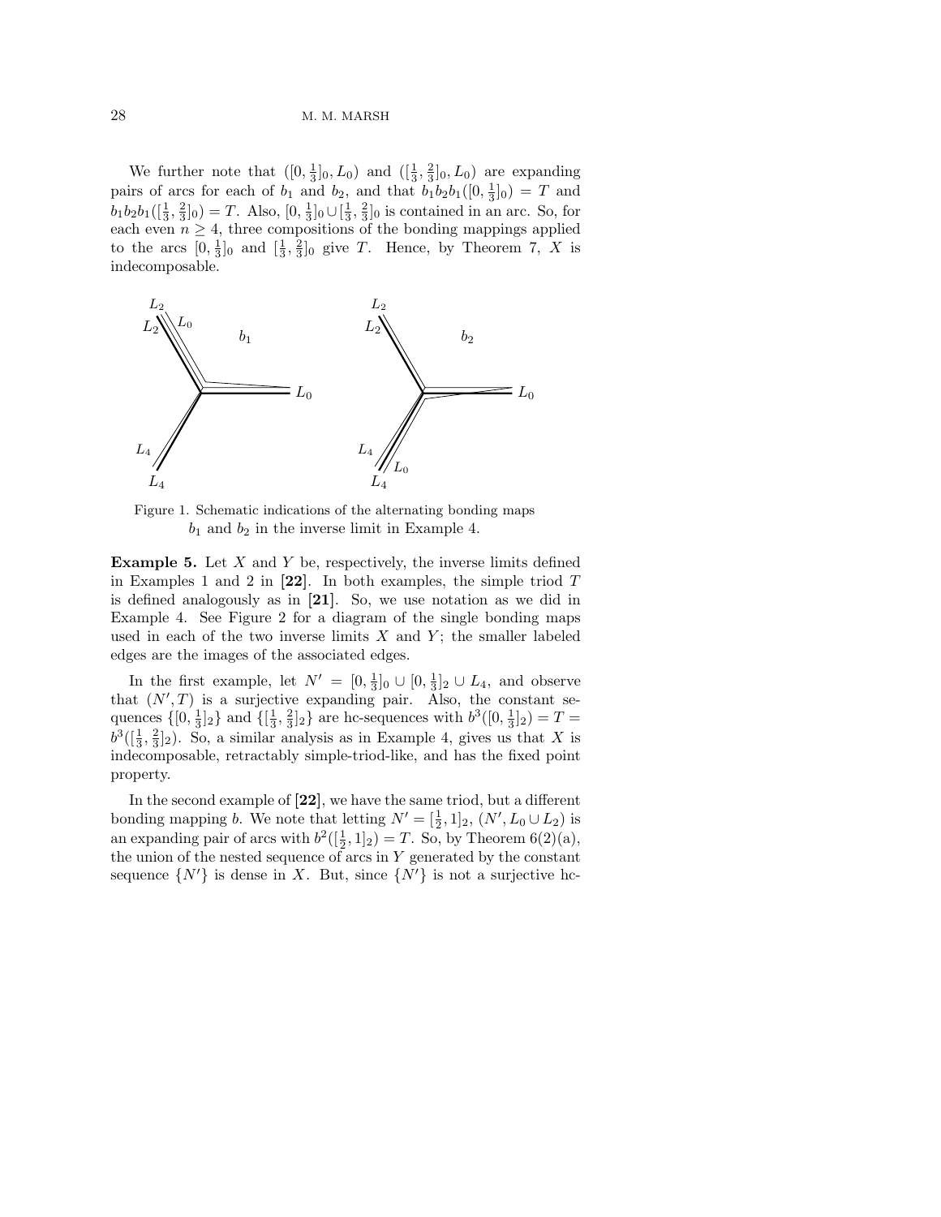We further note that $([0,\frac{1}{3}]_0, L_0)$ and $([\frac{1}{3},\frac{2}{3}]_0, L_0)$ are expanding pairs of arcs for each of $b_1$ and $b_2$, and that $b_1b_2b_1([0,\frac{1}{3}]_0) = T$ and $b_1b_2b_1([\frac{1}{3},\frac{2}{3}]_0) = T$. Also, $[0,\frac{1}{3}]_0 \cup [\frac{1}{3},\frac{2}{3}]_0$ is contained in an arc. So, for each even $n \geq 4$, three compositions of the bonding mappings applied to the arcs $[0,\frac{1}{3}]_0$ and $[\frac{1}{3},\frac{2}{3}]_0$ give $T$. Hence, by Theorem 7, $X$ is indecomposable.

Figure 1. Schematic indications of the alternating bonding maps $b_1$ and $b_2$ in the inverse limit in Example 4.

**Example 5.** Let $X$ and $Y$ be, respectively, the inverse limits defined in Examples 1 and 2 in **[22]**. In both examples, the simple triod $T$ is defined analogously as in **[21]**. So, we use notation as we did in Example 4. See Figure 2 for a diagram of the single bonding maps used in each of the two inverse limits $X$ and $Y$; the smaller labeled edges are the images of the associated edges.

In the first example, let $N' = [0,\frac{1}{3}]_0 \cup [0,\frac{1}{3}]_2 \cup L_4$, and observe that $(N', T)$ is a surjective expanding pair. Also, the constant sequences $\{[0,\frac{1}{3}]_2\}$ and $\{[\frac{1}{3},\frac{2}{3}]_2\}$ are hc-sequences with $b^3([0,\frac{1}{3}]_2) = T = b^3([\frac{1}{3},\frac{2}{3}]_2)$. So, a similar analysis as in Example 4, gives us that $X$ is indecomposable, retractably simple-triod-like, and has the fixed point property.

In the second example of **[22]**, we have the same triod, but a different bonding mapping $b$. We note that letting $N' = [\frac{1}{2}, 1]_2$, $(N', L_0 \cup L_2)$ is an expanding pair of arcs with $b^2([\frac{1}{2}, 1]_2) = T$. So, by Theorem 6(2)(a), the union of the nested sequence of arcs in $Y$ generated by the constant sequence $\{N'\}$ is dense in $X$. But, since $\{N'\}$ is not a surjective hc-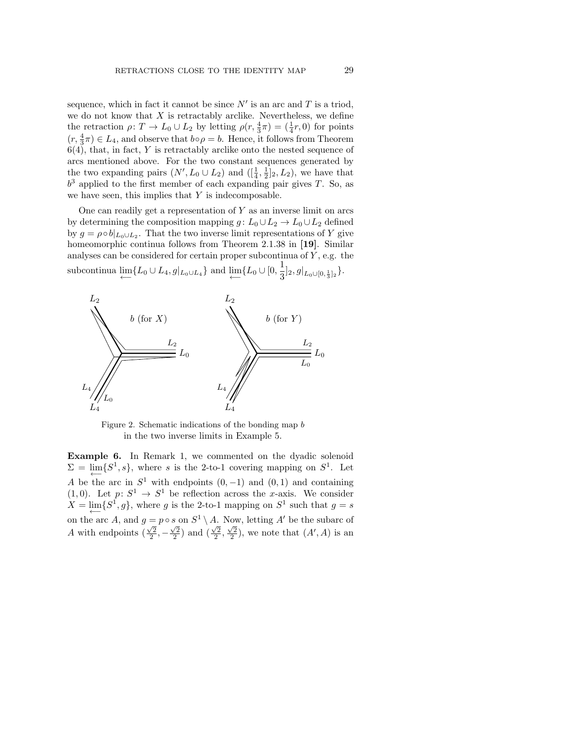sequence, which in fact it cannot be since $N'$ is an arc and $T$ is a triod, we do not know that $X$ is retractably arclike. Nevertheless, we define the retraction $\rho\colon T \to L_0 \cup L_2$ by letting $\rho(r, \frac{4}{3}\pi) = (\frac{1}{4}r, 0)$ for points $(r, \frac{4}{3}\pi) \in L_4$, and observe that $b \circ \rho = b$. Hence, it follows from Theorem 6(4), that, in fact, $Y$ is retractably arclike onto the nested sequence of arcs mentioned above. For the two constant sequences generated by the two expanding pairs $(N', L_0 \cup L_2)$ and $([\frac{1}{4}, \frac{1}{2}]_2, L_2)$, we have that $b^3$ applied to the first member of each expanding pair gives $T$. So, as we have seen, this implies that $Y$ is indecomposable.

One can readily get a representation of $Y$ as an inverse limit on arcs by determining the composition mapping $g\colon L_0 \cup L_2 \to L_0 \cup L_2$ defined by $g = \rho \circ b|_{L_0 \cup L_2}$. That the two inverse limit representations of $Y$ give homeomorphic continua follows from Theorem 2.1.38 in **[19]**. Similar analyses can be considered for certain proper subcontinua of $Y$, e.g. the subcontinua $\varprojlim\{L_0 \cup L_4, g|_{L_0 \cup L_4}\}$ and $\varprojlim\{L_0 \cup [0, \frac{1}{3}]_2, g|_{L_0 \cup [0, \frac{1}{3}]_2}\}$.

Figure 2. Schematic indications of the bonding map $b$ in the two inverse limits in Example 5.

**Example 6.** In Remark 1, we commented on the dyadic solenoid $\Sigma = \varprojlim\{S^1, s\}$, where $s$ is the 2-to-1 covering mapping on $S^1$. Let $A$ be the arc in $S^1$ with endpoints $(0, -1)$ and $(0, 1)$ and containing $(1, 0)$. Let $p\colon S^1 \to S^1$ be reflection across the $x$-axis. We consider $X = \varprojlim\{S^1, g\}$, where $g$ is the 2-to-1 mapping on $S^1$ such that $g = s$ on the arc $A$, and $g = p \circ s$ on $S^1 \setminus A$. Now, letting $A'$ be the subarc of $A$ with endpoints $(\frac{\sqrt{2}}{2}, -\frac{\sqrt{2}}{2})$ and $(\frac{\sqrt{2}}{2}, \frac{\sqrt{2}}{2})$, we note that $(A', A)$ is an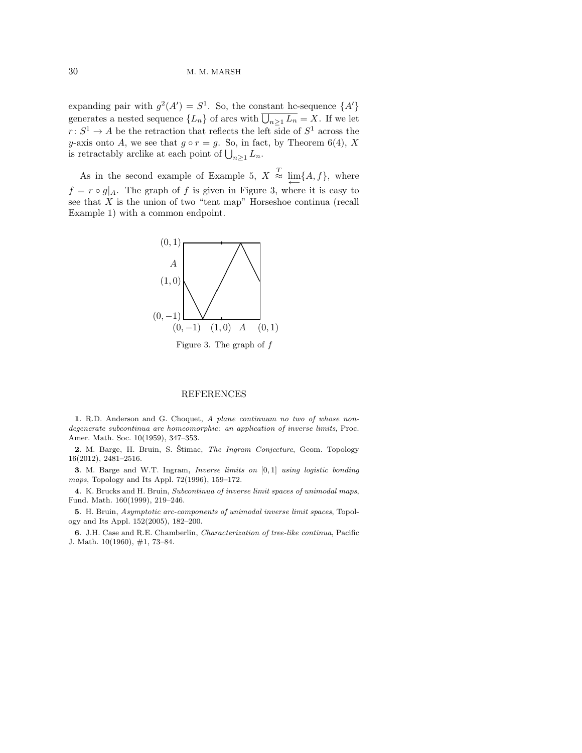expanding pair with $g^2(A') = S^1$. So, the constant hc-sequence $\{A'\}$ generates a nested sequence $\{L_n\}$ of arcs with $\overline{\bigcup_{n\geq 1} L_n} = X$. If we let $r\colon S^1 \to A$ be the retraction that reflects the left side of $S^1$ across the $y$-axis onto $A$, we see that $g \circ r = g$. So, in fact, by Theorem 6(4), $X$ is retractably arclike at each point of $\bigcup_{n\geq 1} L_n$.

As in the second example of Example 5, $X \overset{T}{\approx} \varprojlim\{A, f\}$, where $f = r \circ g|_A$. The graph of $f$ is given in Figure 3, where it is easy to see that $X$ is the union of two "tent map" Horseshoe continua (recall Example 1) with a common endpoint.

Figure 3. The graph of $f$

## REFERENCES

**1**. R.D. Anderson and G. Choquet, *A plane continuum no two of whose non-degenerate subcontinua are homeomorphic: an application of inverse limits*, Proc. Amer. Math. Soc. 10(1959), 347–353.

**2**. M. Barge, H. Bruin, S. Štimac, *The Ingram Conjecture*, Geom. Topology 16(2012), 2481–2516.

**3**. M. Barge and W.T. Ingram, *Inverse limits on* $[0, 1]$ *using logistic bonding maps*, Topology and Its Appl. 72(1996), 159–172.

**4**. K. Brucks and H. Bruin, *Subcontinua of inverse limit spaces of unimodal maps*, Fund. Math. 160(1999), 219–246.

**5**. H. Bruin, *Asymptotic arc-components of unimodal inverse limit spaces*, Topology and Its Appl. 152(2005), 182–200.

**6**. J.H. Case and R.E. Chamberlin, *Characterization of tree-like continua*, Pacific J. Math. 10(1960), #1, 73–84.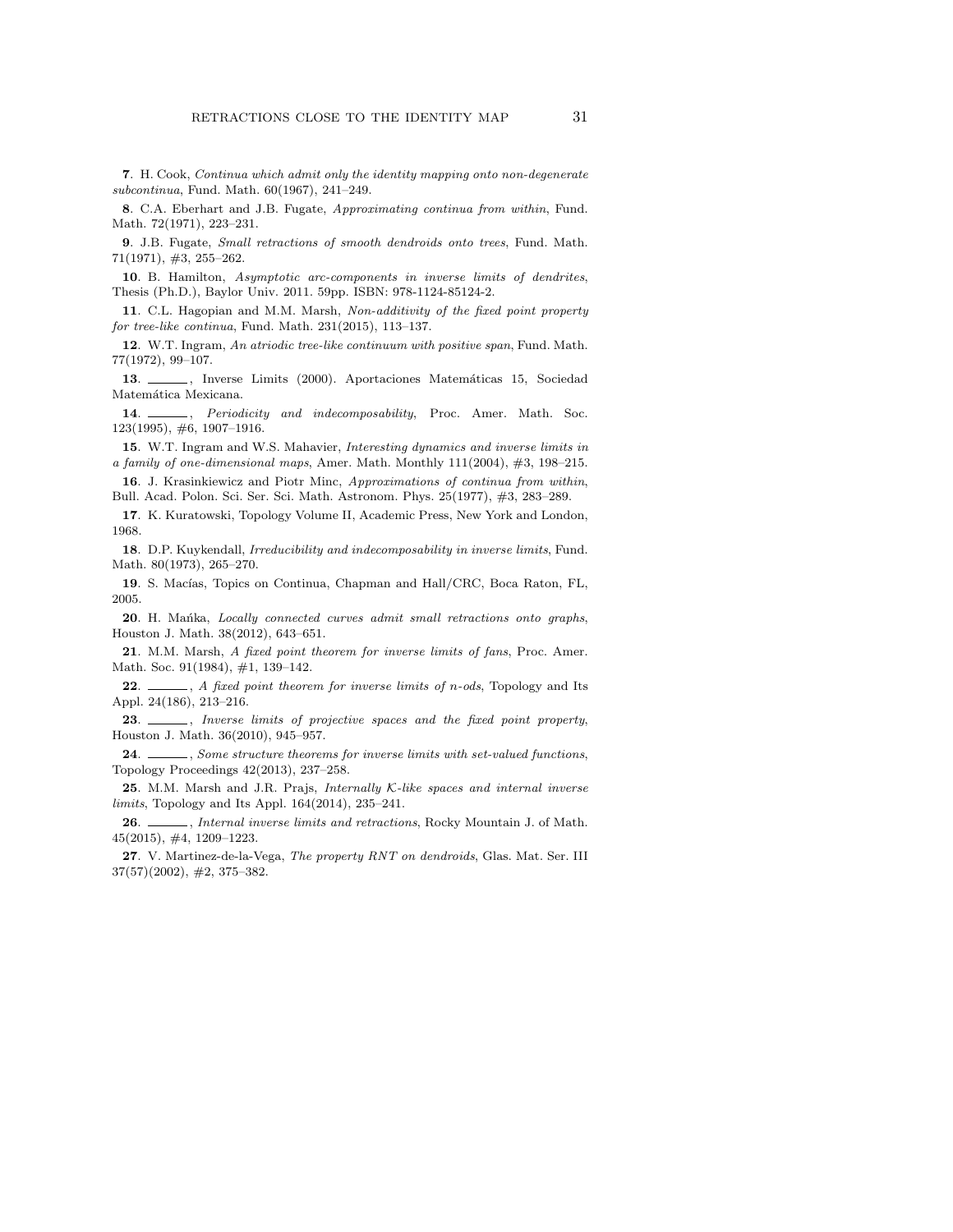**7**. H. Cook, *Continua which admit only the identity mapping onto non-degenerate subcontinua*, Fund. Math. 60(1967), 241–249.

**8**. C.A. Eberhart and J.B. Fugate, *Approximating continua from within*, Fund. Math. 72(1971), 223–231.

**9**. J.B. Fugate, *Small retractions of smooth dendroids onto trees*, Fund. Math. 71(1971), #3, 255–262.

**10**. B. Hamilton, *Asymptotic arc-components in inverse limits of dendrites*, Thesis (Ph.D.), Baylor Univ. 2011. 59pp. ISBN: 978-1124-85124-2.

**11**. C.L. Hagopian and M.M. Marsh, *Non-additivity of the fixed point property for tree-like continua*, Fund. Math. 231(2015), 113–137.

**12**. W.T. Ingram, *An atriodic tree-like continuum with positive span*, Fund. Math. 77(1972), 99–107.

**13**. ______, Inverse Limits (2000). Aportaciones Matemáticas 15, Sociedad Matemática Mexicana.

**14**. ______, *Periodicity and indecomposability*, Proc. Amer. Math. Soc. 123(1995), #6, 1907–1916.

**15**. W.T. Ingram and W.S. Mahavier, *Interesting dynamics and inverse limits in a family of one-dimensional maps*, Amer. Math. Monthly 111(2004), #3, 198–215.

**16**. J. Krasinkiewicz and Piotr Minc, *Approximations of continua from within*, Bull. Acad. Polon. Sci. Ser. Sci. Math. Astronom. Phys. 25(1977), #3, 283–289.

**17**. K. Kuratowski, Topology Volume II, Academic Press, New York and London, 1968.

**18**. D.P. Kuykendall, *Irreducibility and indecomposability in inverse limits*, Fund. Math. 80(1973), 265–270.

**19**. S. Macías, Topics on Continua, Chapman and Hall/CRC, Boca Raton, FL, 2005.

**20**. H. Mańka, *Locally connected curves admit small retractions onto graphs*, Houston J. Math. 38(2012), 643–651.

**21**. M.M. Marsh, *A fixed point theorem for inverse limits of fans*, Proc. Amer. Math. Soc. 91(1984), #1, 139–142.

**22**. ______, *A fixed point theorem for inverse limits of n-ods*, Topology and Its Appl. 24(186), 213–216.

**23**. ______, *Inverse limits of projective spaces and the fixed point property*, Houston J. Math. 36(2010), 945–957.

**24**. ______, *Some structure theorems for inverse limits with set-valued functions*, Topology Proceedings 42(2013), 237–258.

**25**. M.M. Marsh and J.R. Prajs, *Internally $\mathcal{K}$-like spaces and internal inverse limits*, Topology and Its Appl. 164(2014), 235–241.

**26**. ______, *Internal inverse limits and retractions*, Rocky Mountain J. of Math. 45(2015), #4, 1209–1223.

**27**. V. Martinez-de-la-Vega, *The property RNT on dendroids*, Glas. Mat. Ser. III 37(57)(2002), #2, 375–382.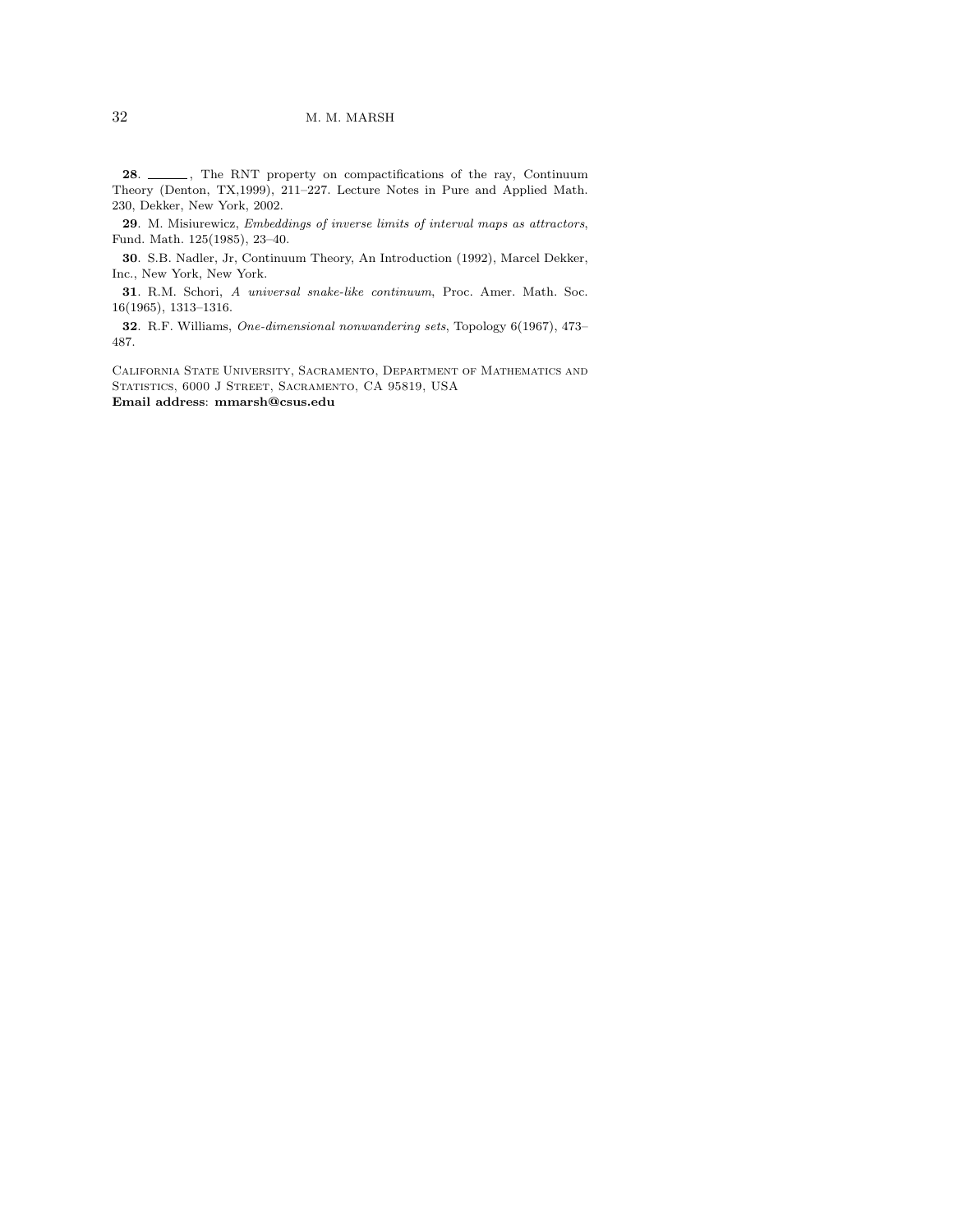**28**. ______, The RNT property on compactifications of the ray, Continuum Theory (Denton, TX,1999), 211–227. Lecture Notes in Pure and Applied Math. 230, Dekker, New York, 2002.

**29**. M. Misiurewicz, *Embeddings of inverse limits of interval maps as attractors*, Fund. Math. 125(1985), 23–40.

**30**. S.B. Nadler, Jr, Continuum Theory, An Introduction (1992), Marcel Dekker, Inc., New York, New York.

**31**. R.M. Schori, *A universal snake-like continuum*, Proc. Amer. Math. Soc. 16(1965), 1313–1316.

**32**. R.F. Williams, *One-dimensional nonwandering sets*, Topology 6(1967), 473–487.

California State University, Sacramento, Department of Mathematics and Statistics, 6000 J Street, Sacramento, CA 95819, USA
**Email address**: **mmarsh@csus.edu**